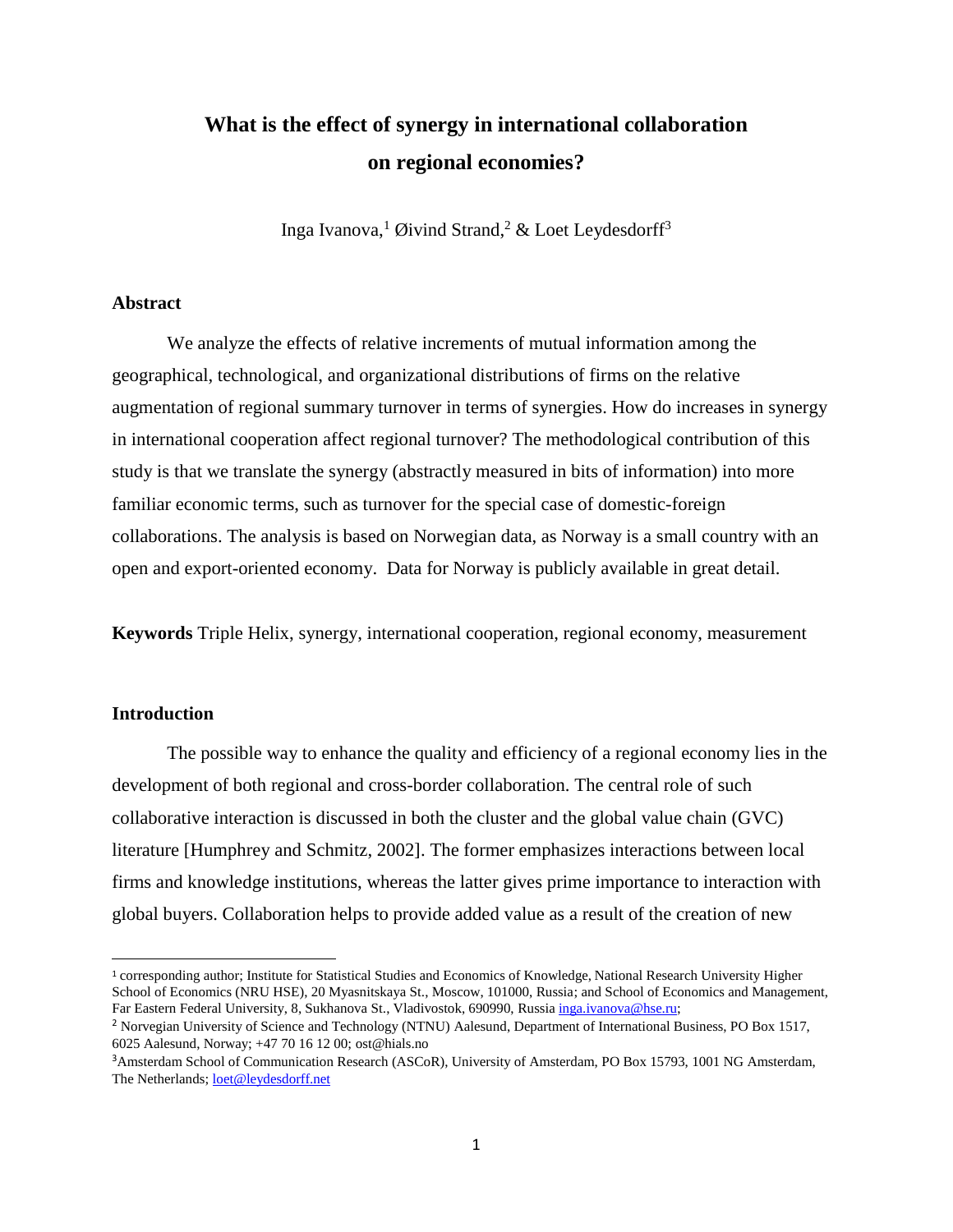# What is the effect of synergy in international collaboration on regional economies?

Inga Ivanova,[1] Øivind Strand,[2] & Loet Leydesdorff[3]

## Abstract

We analyze the effects of relative increments of mutual information among the geographical, technological, and organizational distributions of firms on the relative augmentation of regional summary turnover in terms of synergies. How do increases in synergy in international cooperation affect regional turnover? The methodological contribution of this study is that we translate the synergy (abstractly measured in bits of information) into more familiar economic terms, such as turnover for the special case of domestic-foreign collaborations. The analysis is based on Norwegian data, as Norway is a small country with an open and export-oriented economy. Data for Norway is publicly available in great detail.

**Keywords** Triple Helix, synergy, international cooperation, regional economy, measurement

## Introduction

The possible way to enhance the quality and efficiency of a regional economy lies in the development of both regional and cross-border collaboration. The central role of such collaborative interaction is discussed in both the cluster and the global value chain (GVC) literature [Humphrey and Schmitz, 2002]. The former emphasizes interactions between local firms and knowledge institutions, whereas the latter gives prime importance to interaction with global buyers. Collaboration helps to provide added value as a result of the creation of new

---

[1] corresponding author; Institute for Statistical Studies and Economics of Knowledge, National Research University Higher School of Economics (NRU HSE), 20 Myasnitskaya St., Moscow, 101000, Russia; and School of Economics and Management, Far Eastern Federal University, 8, Sukhanova St., Vladivostok, 690990, Russia inga.ivanova@hse.ru;

[2] Norwegian University of Science and Technology (NTNU) Aalesund, Department of International Business, PO Box 1517, 6025 Aalesund, Norway; +47 70 16 12 00; ost@hials.no

[3] Amsterdam School of Communication Research (ASCoR), University of Amsterdam, PO Box 15793, 1001 NG Amsterdam, The Netherlands; loet@leydesdorff.net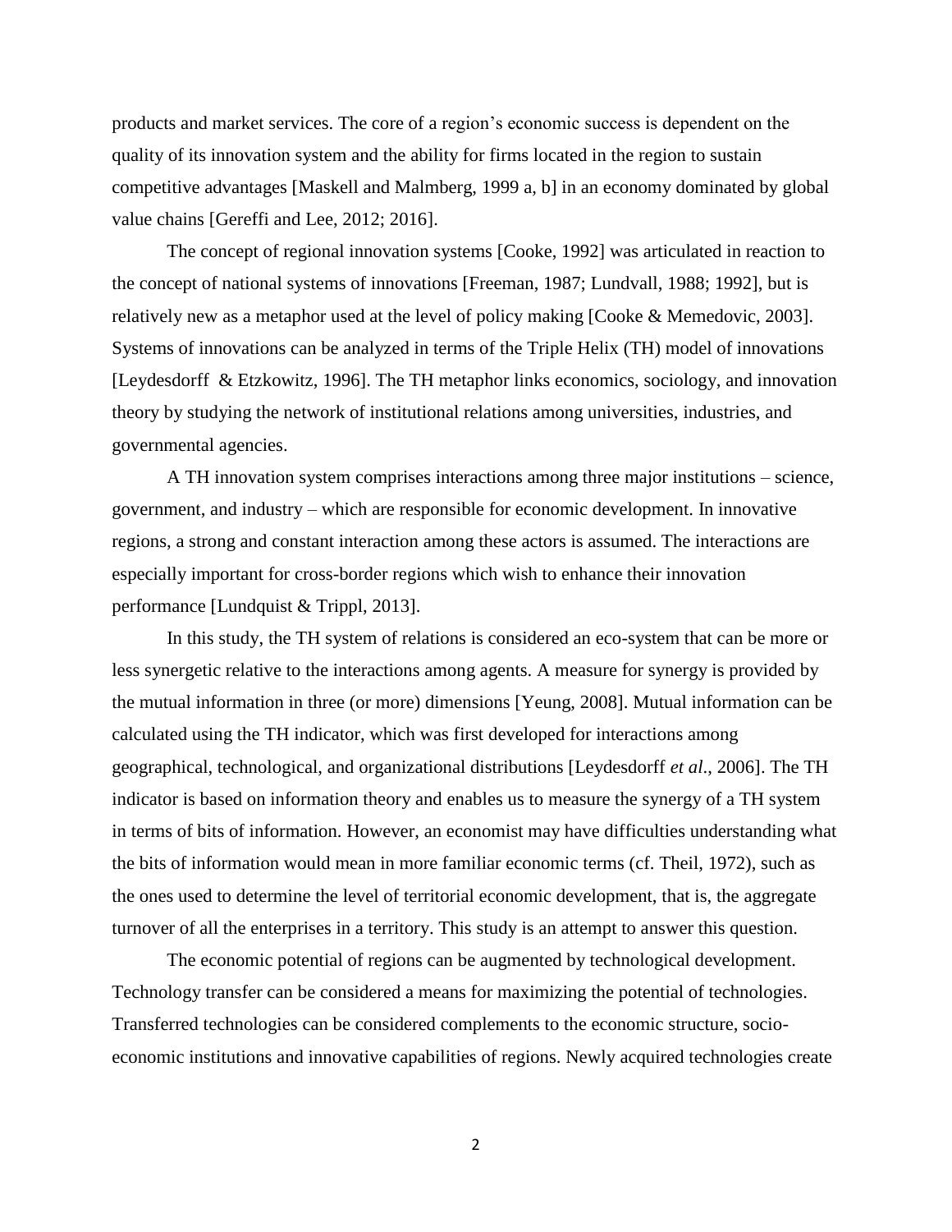products and market services. The core of a region's economic success is dependent on the quality of its innovation system and the ability for firms located in the region to sustain competitive advantages [Maskell and Malmberg, 1999 a, b] in an economy dominated by global value chains [Gereffi and Lee, 2012; 2016].

The concept of regional innovation systems [Cooke, 1992] was articulated in reaction to the concept of national systems of innovations [Freeman, 1987; Lundvall, 1988; 1992], but is relatively new as a metaphor used at the level of policy making [Cooke & Memedovic, 2003]. Systems of innovations can be analyzed in terms of the Triple Helix (TH) model of innovations [Leydesdorff & Etzkowitz, 1996]. The TH metaphor links economics, sociology, and innovation theory by studying the network of institutional relations among universities, industries, and governmental agencies.

A TH innovation system comprises interactions among three major institutions – science, government, and industry – which are responsible for economic development. In innovative regions, a strong and constant interaction among these actors is assumed. The interactions are especially important for cross-border regions which wish to enhance their innovation performance [Lundquist & Trippl, 2013].

In this study, the TH system of relations is considered an eco-system that can be more or less synergetic relative to the interactions among agents. A measure for synergy is provided by the mutual information in three (or more) dimensions [Yeung, 2008]. Mutual information can be calculated using the TH indicator, which was first developed for interactions among geographical, technological, and organizational distributions [Leydesdorff *et al.*, 2006]. The TH indicator is based on information theory and enables us to measure the synergy of a TH system in terms of bits of information. However, an economist may have difficulties understanding what the bits of information would mean in more familiar economic terms (cf. Theil, 1972), such as the ones used to determine the level of territorial economic development, that is, the aggregate turnover of all the enterprises in a territory. This study is an attempt to answer this question.

The economic potential of regions can be augmented by technological development. Technology transfer can be considered a means for maximizing the potential of technologies. Transferred technologies can be considered complements to the economic structure, socio-economic institutions and innovative capabilities of regions. Newly acquired technologies create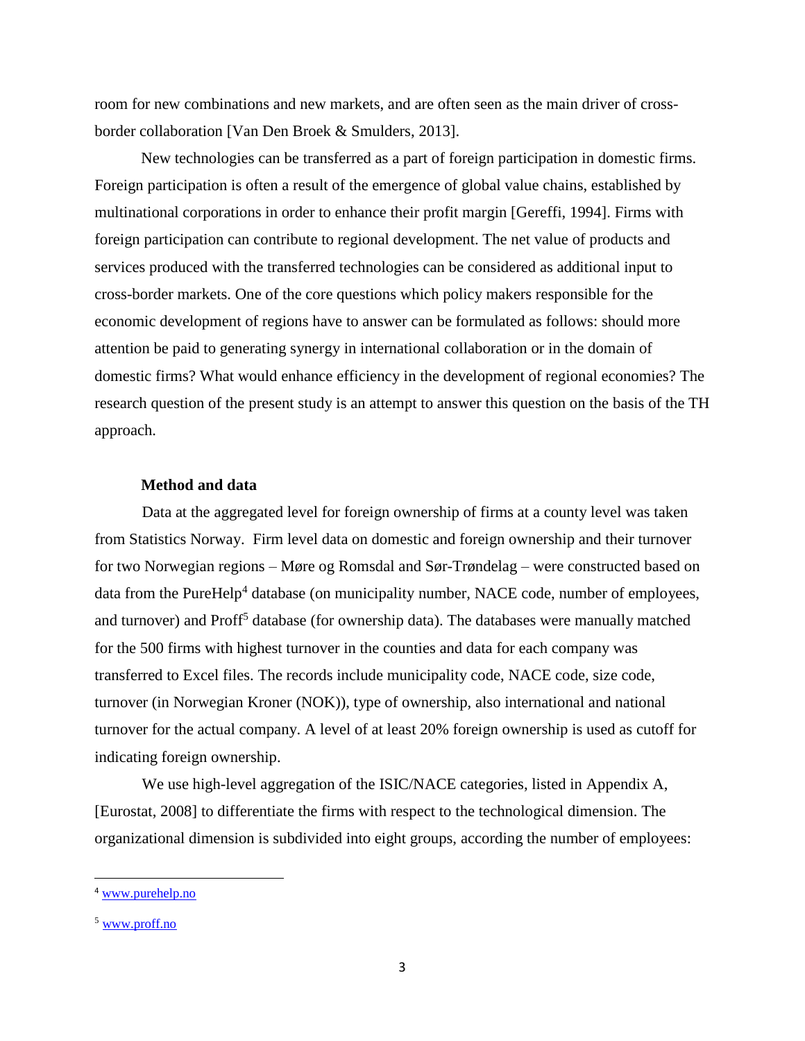room for new combinations and new markets, and are often seen as the main driver of cross-border collaboration [Van Den Broek & Smulders, 2013].

New technologies can be transferred as a part of foreign participation in domestic firms. Foreign participation is often a result of the emergence of global value chains, established by multinational corporations in order to enhance their profit margin [Gereffi, 1994]. Firms with foreign participation can contribute to regional development. The net value of products and services produced with the transferred technologies can be considered as additional input to cross-border markets. One of the core questions which policy makers responsible for the economic development of regions have to answer can be formulated as follows: should more attention be paid to generating synergy in international collaboration or in the domain of domestic firms? What would enhance efficiency in the development of regional economies? The research question of the present study is an attempt to answer this question on the basis of the TH approach.

## Method and data

Data at the aggregated level for foreign ownership of firms at a county level was taken from Statistics Norway. Firm level data on domestic and foreign ownership and their turnover for two Norwegian regions – Møre og Romsdal and Sør-Trøndelag – were constructed based on data from the PureHelp[4] database (on municipality number, NACE code, number of employees, and turnover) and Proff[5] database (for ownership data). The databases were manually matched for the 500 firms with highest turnover in the counties and data for each company was transferred to Excel files. The records include municipality code, NACE code, size code, turnover (in Norwegian Kroner (NOK)), type of ownership, also international and national turnover for the actual company. A level of at least 20% foreign ownership is used as cutoff for indicating foreign ownership.

We use high-level aggregation of the ISIC/NACE categories, listed in Appendix A, [Eurostat, 2008] to differentiate the firms with respect to the technological dimension. The organizational dimension is subdivided into eight groups, according the number of employees:

---

[4] www.purehelp.no

[5] www.proff.no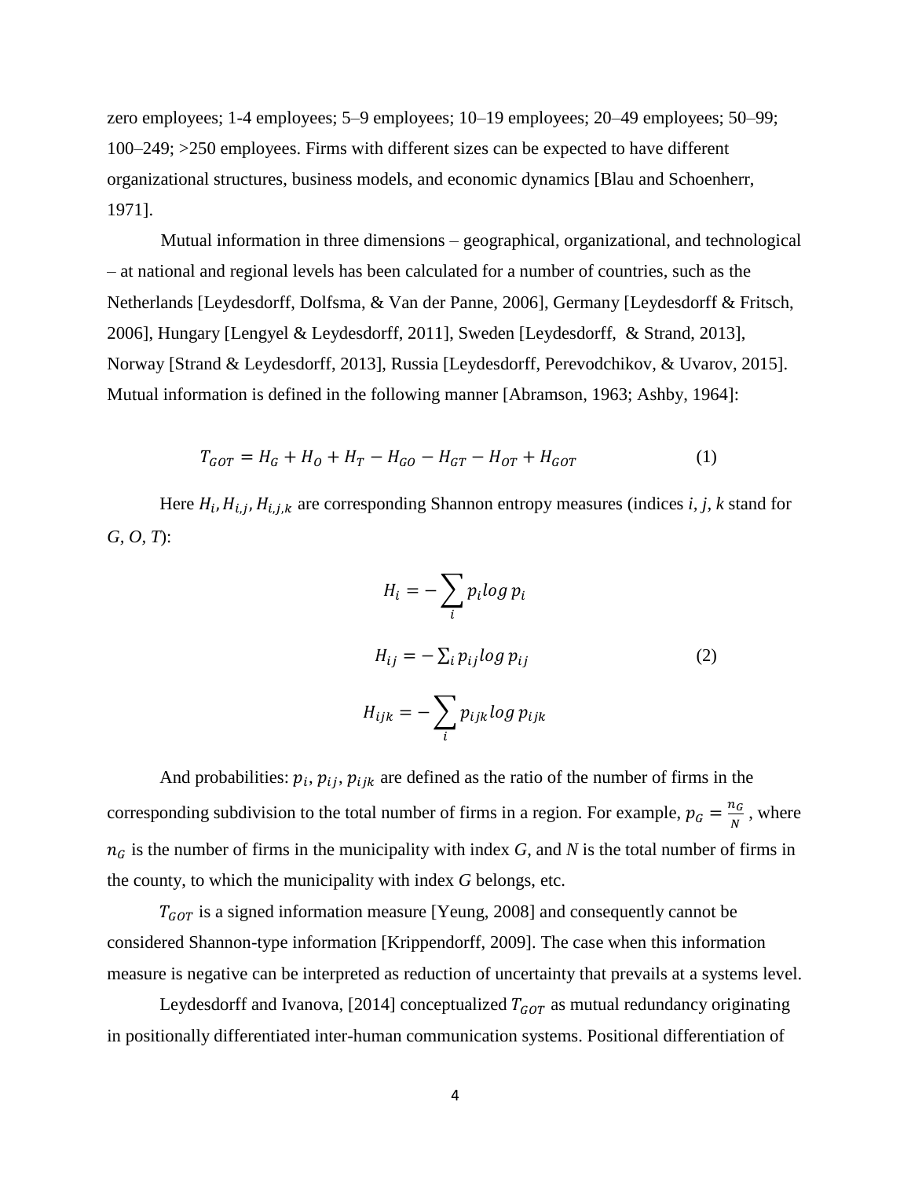zero employees; 1-4 employees; 5–9 employees; 10–19 employees; 20–49 employees; 50–99; 100–249; >250 employees. Firms with different sizes can be expected to have different organizational structures, business models, and economic dynamics [Blau and Schoenherr, 1971].

Mutual information in three dimensions – geographical, organizational, and technological – at national and regional levels has been calculated for a number of countries, such as the Netherlands [Leydesdorff, Dolfsma, & Van der Panne, 2006], Germany [Leydesdorff & Fritsch, 2006], Hungary [Lengyel & Leydesdorff, 2011], Sweden [Leydesdorff, & Strand, 2013], Norway [Strand & Leydesdorff, 2013], Russia [Leydesdorff, Perevodchikov, & Uvarov, 2015]. Mutual information is defined in the following manner [Abramson, 1963; Ashby, 1964]:

$$T_{GOT} = H_G + H_O + H_T - H_{GO} - H_{GT} - H_{OT} + H_{GOT} \tag{1}$$

Here $H_i, H_{i,j}, H_{i,j,k}$ are corresponding Shannon entropy measures (indices *i*, *j*, *k* stand for *G*, *O*, *T*):

$$H_i = -\sum_i p_i log\, p_i$$

$$H_{ij} = -\sum_i p_{ij} log\, p_{ij} \tag{2}$$

$$H_{ijk} = -\sum_i p_{ijk} log\, p_{ijk}$$

And probabilities: $p_i$, $p_{ij}$, $p_{ijk}$ are defined as the ratio of the number of firms in the corresponding subdivision to the total number of firms in a region. For example, $p_G = \frac{n_G}{N}$, where $n_G$ is the number of firms in the municipality with index *G*, and *N* is the total number of firms in the county, to which the municipality with index *G* belongs, etc.

$T_{GOT}$ is a signed information measure [Yeung, 2008] and consequently cannot be considered Shannon-type information [Krippendorff, 2009]. The case when this information measure is negative can be interpreted as reduction of uncertainty that prevails at a systems level.

Leydesdorff and Ivanova, [2014] conceptualized $T_{GOT}$ as mutual redundancy originating in positionally differentiated inter-human communication systems. Positional differentiation of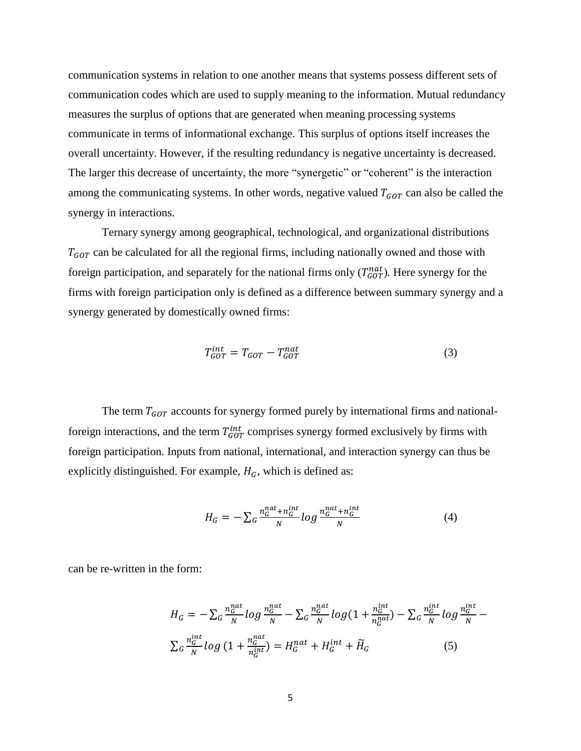communication systems in relation to one another means that systems possess different sets of communication codes which are used to supply meaning to the information. Mutual redundancy measures the surplus of options that are generated when meaning processing systems communicate in terms of informational exchange. This surplus of options itself increases the overall uncertainty. However, if the resulting redundancy is negative uncertainty is decreased. The larger this decrease of uncertainty, the more "synergetic" or "coherent" is the interaction among the communicating systems. In other words, negative valued $T_{GOT}$ can also be called the synergy in interactions.

Ternary synergy among geographical, technological, and organizational distributions $T_{GOT}$ can be calculated for all the regional firms, including nationally owned and those with foreign participation, and separately for the national firms only ($T_{GOT}^{nat}$). Here synergy for the firms with foreign participation only is defined as a difference between summary synergy and a synergy generated by domestically owned firms:

$$T_{GOT}^{int} = T_{GOT} - T_{GOT}^{nat} \tag{3}$$

The term $T_{GOT}$ accounts for synergy formed purely by international firms and national-foreign interactions, and the term $T_{GOT}^{int}$ comprises synergy formed exclusively by firms with foreign participation. Inputs from national, international, and interaction synergy can thus be explicitly distinguished. For example, $H_G$, which is defined as:

$$H_G = -\sum_G \frac{n_G^{nat}+n_G^{int}}{N} log \frac{n_G^{nat}+n_G^{int}}{N} \tag{4}$$

can be re-written in the form:

$$H_G = -\sum_G \frac{n_G^{nat}}{N} log \frac{n_G^{nat}}{N} - \sum_G \frac{n_G^{nat}}{N} log(1+\frac{n_G^{int}}{n_G^{nat}}) - \sum_G \frac{n_G^{int}}{N} log \frac{n_G^{int}}{N} - \sum_G \frac{n_G^{int}}{N} log\,(1+\frac{n_G^{nat}}{n_G^{int}}) = H_G^{nat} + H_G^{int} + \widetilde{H}_G \tag{5}$$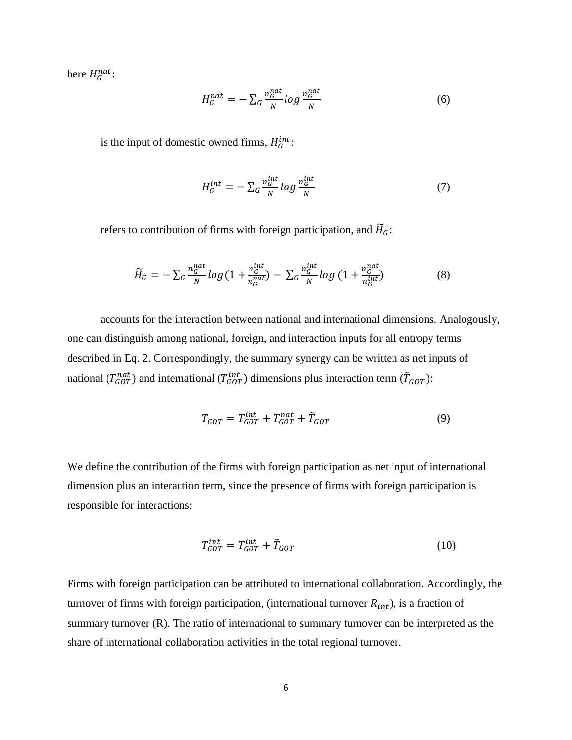here $H_G^{nat}$:

$$H_G^{nat} = -\sum_G \frac{n_G^{nat}}{N} log \frac{n_G^{nat}}{N} \tag{6}$$

is the input of domestic owned firms, $H_G^{int}$:

$$H_G^{int} = -\sum_G \frac{n_G^{int}}{N} log \frac{n_G^{int}}{N} \tag{7}$$

refers to contribution of firms with foreign participation, and $\widetilde{H}_G$:

$$\widetilde{H}_G = -\sum_G \frac{n_G^{nat}}{N} log(1 + \frac{n_G^{int}}{n_G^{nat}}) - \sum_G \frac{n_G^{int}}{N} log\,(1 + \frac{n_G^{nat}}{n_G^{int}}) \tag{8}$$

accounts for the interaction between national and international dimensions. Analogously, one can distinguish among national, foreign, and interaction inputs for all entropy terms described in Eq. 2. Correspondingly, the summary synergy can be written as net inputs of national ($T_{GOT}^{nat}$) and international ($T_{GOT}^{int}$) dimensions plus interaction term ($\tilde{T}_{GOT}$):

$$T_{GOT} = T_{GOT}^{int} + T_{GOT}^{nat} + \tilde{T}_{GOT} \tag{9}$$

We define the contribution of the firms with foreign participation as net input of international dimension plus an interaction term, since the presence of firms with foreign participation is responsible for interactions:

$$T_{GOT}^{int} = T_{GOT}^{int} + \tilde{T}_{GOT} \tag{10}$$

Firms with foreign participation can be attributed to international collaboration. Accordingly, the turnover of firms with foreign participation, (international turnover $R_{int}$), is a fraction of summary turnover (R). The ratio of international to summary turnover can be interpreted as the share of international collaboration activities in the total regional turnover.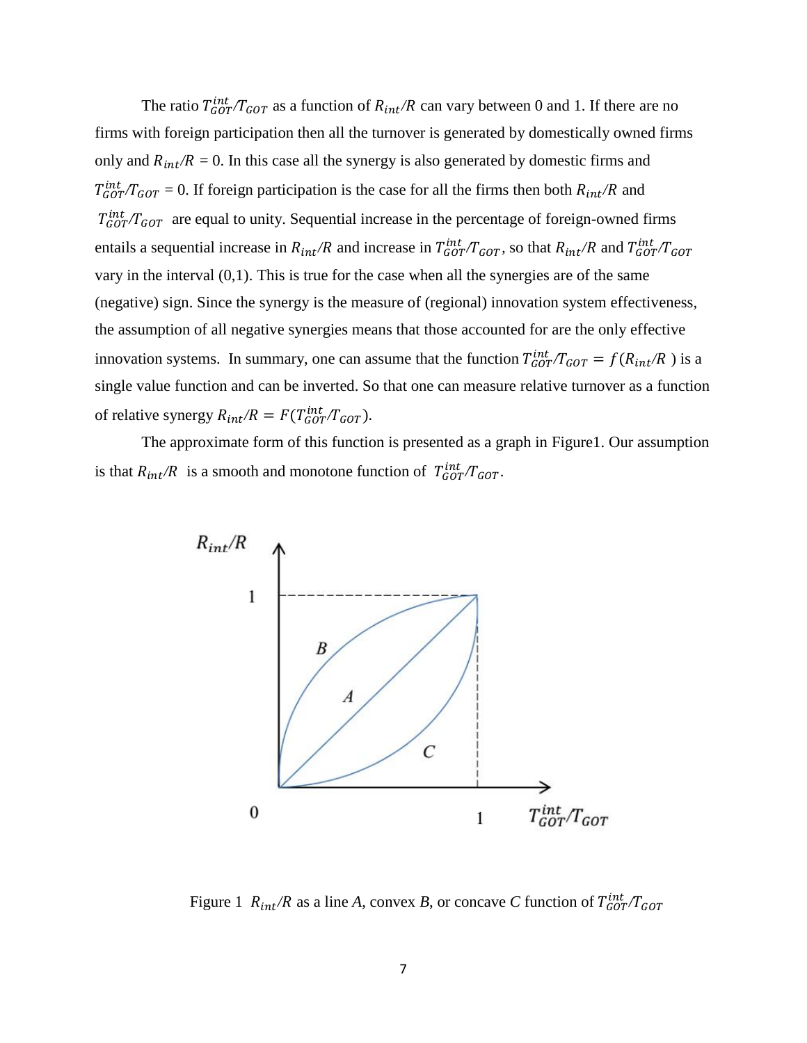The ratio $T_{GOT}^{int}/T_{GOT}$ as a function of $R_{int}/R$ can vary between 0 and 1. If there are no firms with foreign participation then all the turnover is generated by domestically owned firms only and $R_{int}/R = 0$. In this case all the synergy is also generated by domestic firms and $T_{GOT}^{int}/T_{GOT} = 0$. If foreign participation is the case for all the firms then both $R_{int}/R$ and $T_{GOT}^{int}/T_{GOT}$ are equal to unity. Sequential increase in the percentage of foreign-owned firms entails a sequential increase in $R_{int}/R$ and increase in $T_{GOT}^{int}/T_{GOT}$, so that $R_{int}/R$ and $T_{GOT}^{int}/T_{GOT}$ vary in the interval (0,1). This is true for the case when all the synergies are of the same (negative) sign. Since the synergy is the measure of (regional) innovation system effectiveness, the assumption of all negative synergies means that those accounted for are the only effective innovation systems. In summary, one can assume that the function $T_{GOT}^{int}/T_{GOT} = f(R_{int}/R)$ is a single value function and can be inverted. So that one can measure relative turnover as a function of relative synergy $R_{int}/R = F(T_{GOT}^{int}/T_{GOT})$.

The approximate form of this function is presented as a graph in Figure1. Our assumption is that $R_{int}/R$ is a smooth and monotone function of $T_{GOT}^{int}/T_{GOT}$.

Figure 1 $R_{int}/R$ as a line *A*, convex *B*, or concave *C* function of $T_{GOT}^{int}/T_{GOT}$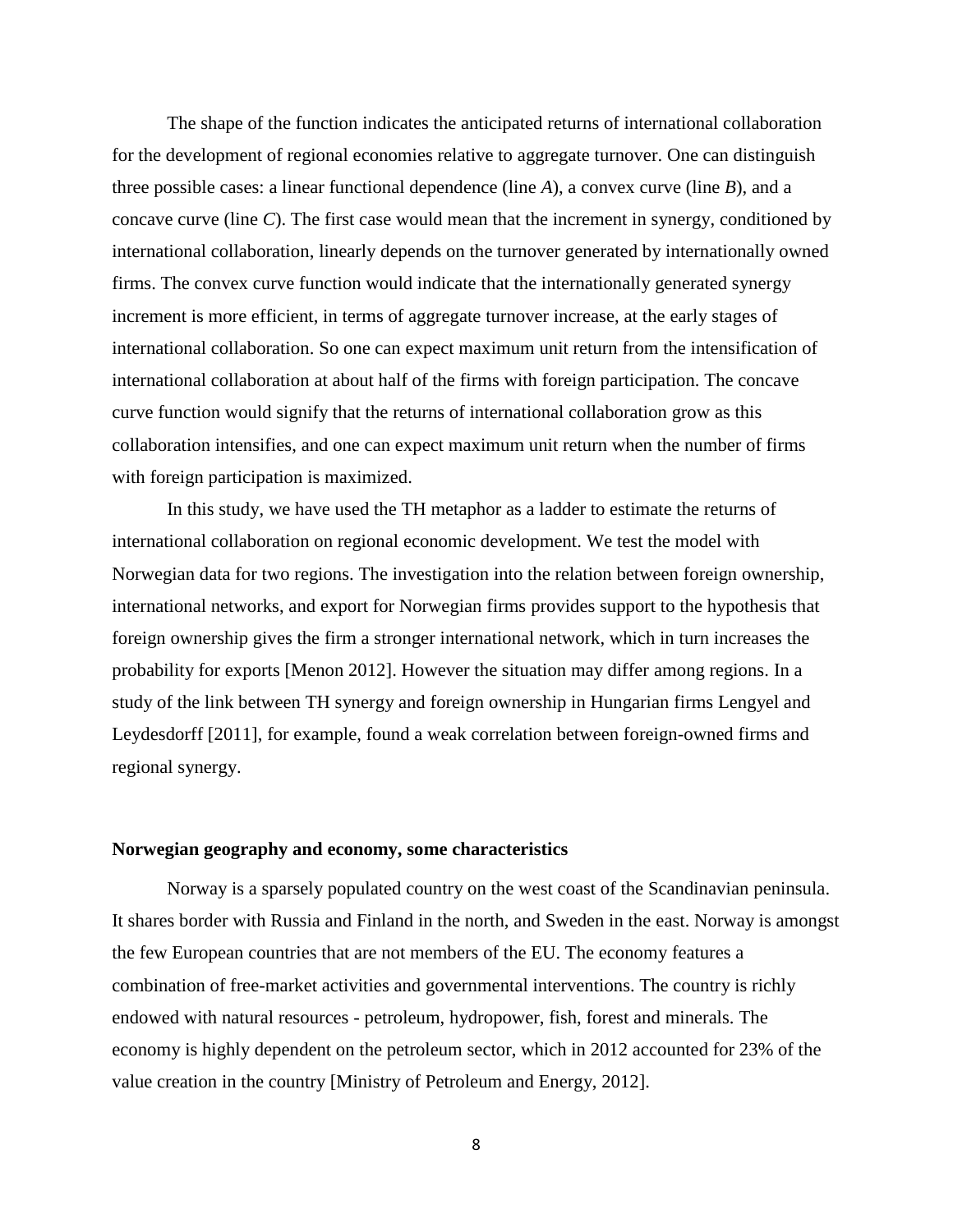The shape of the function indicates the anticipated returns of international collaboration for the development of regional economies relative to aggregate turnover. One can distinguish three possible cases: a linear functional dependence (line *A*), a convex curve (line *B*), and a concave curve (line *C*). The first case would mean that the increment in synergy, conditioned by international collaboration, linearly depends on the turnover generated by internationally owned firms. The convex curve function would indicate that the internationally generated synergy increment is more efficient, in terms of aggregate turnover increase, at the early stages of international collaboration. So one can expect maximum unit return from the intensification of international collaboration at about half of the firms with foreign participation. The concave curve function would signify that the returns of international collaboration grow as this collaboration intensifies, and one can expect maximum unit return when the number of firms with foreign participation is maximized.

In this study, we have used the TH metaphor as a ladder to estimate the returns of international collaboration on regional economic development. We test the model with Norwegian data for two regions. The investigation into the relation between foreign ownership, international networks, and export for Norwegian firms provides support to the hypothesis that foreign ownership gives the firm a stronger international network, which in turn increases the probability for exports [Menon 2012]. However the situation may differ among regions. In a study of the link between TH synergy and foreign ownership in Hungarian firms Lengyel and Leydesdorff [2011], for example, found a weak correlation between foreign-owned firms and regional synergy.

**Norwegian geography and economy, some characteristics**

Norway is a sparsely populated country on the west coast of the Scandinavian peninsula. It shares border with Russia and Finland in the north, and Sweden in the east. Norway is amongst the few European countries that are not members of the EU. The economy features a combination of free-market activities and governmental interventions. The country is richly endowed with natural resources - petroleum, hydropower, fish, forest and minerals. The economy is highly dependent on the petroleum sector, which in 2012 accounted for 23% of the value creation in the country [Ministry of Petroleum and Energy, 2012].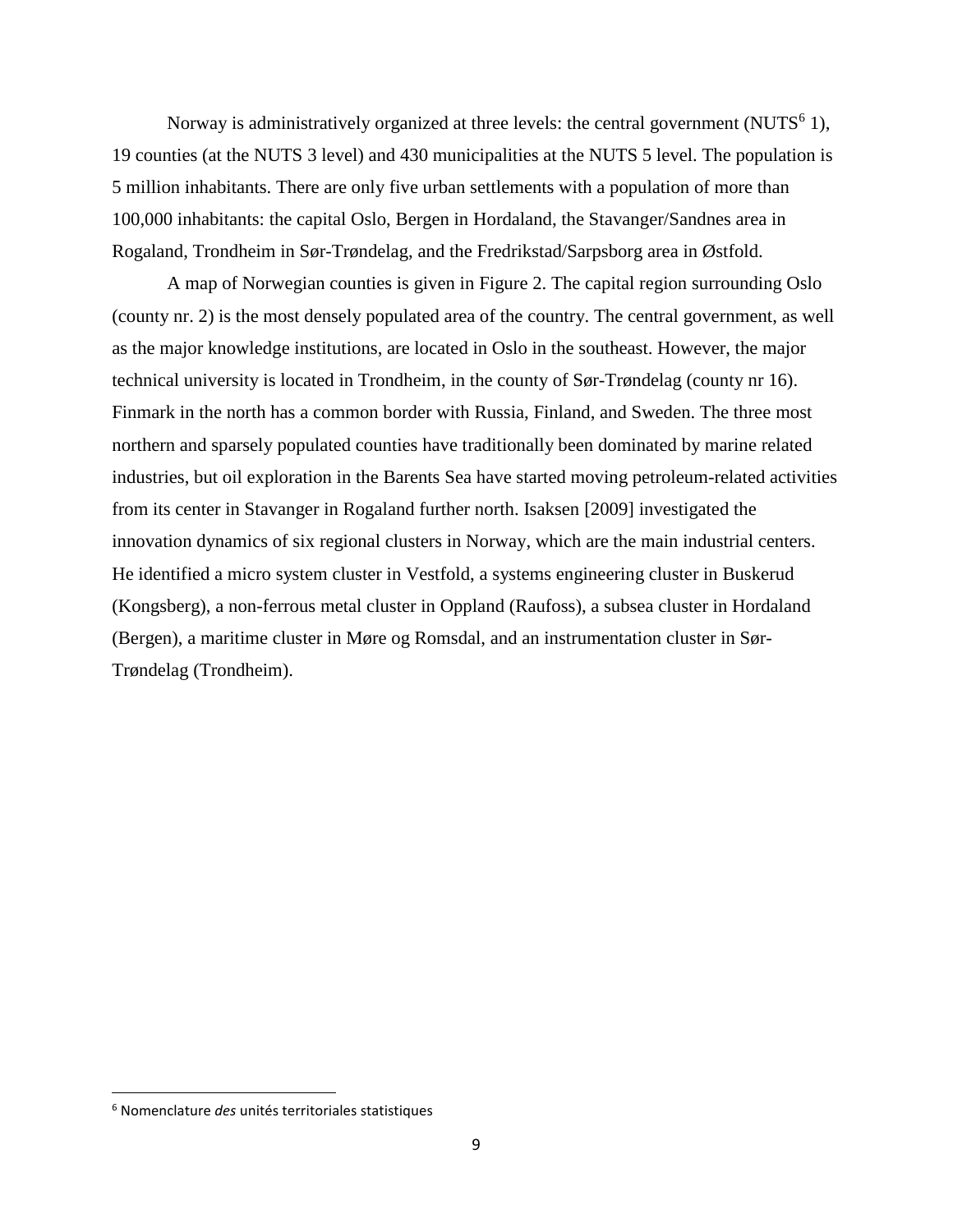Norway is administratively organized at three levels: the central government (NUTS[6] 1), 19 counties (at the NUTS 3 level) and 430 municipalities at the NUTS 5 level. The population is 5 million inhabitants. There are only five urban settlements with a population of more than 100,000 inhabitants: the capital Oslo, Bergen in Hordaland, the Stavanger/Sandnes area in Rogaland, Trondheim in Sør-Trøndelag, and the Fredrikstad/Sarpsborg area in Østfold.

A map of Norwegian counties is given in Figure 2. The capital region surrounding Oslo (county nr. 2) is the most densely populated area of the country. The central government, as well as the major knowledge institutions, are located in Oslo in the southeast. However, the major technical university is located in Trondheim, in the county of Sør-Trøndelag (county nr 16). Finmark in the north has a common border with Russia, Finland, and Sweden. The three most northern and sparsely populated counties have traditionally been dominated by marine related industries, but oil exploration in the Barents Sea have started moving petroleum-related activities from its center in Stavanger in Rogaland further north. Isaksen [2009] investigated the innovation dynamics of six regional clusters in Norway, which are the main industrial centers. He identified a micro system cluster in Vestfold, a systems engineering cluster in Buskerud (Kongsberg), a non-ferrous metal cluster in Oppland (Raufoss), a subsea cluster in Hordaland (Bergen), a maritime cluster in Møre og Romsdal, and an instrumentation cluster in Sør-Trøndelag (Trondheim).

[6] Nomenclature *des* unités territoriales statistiques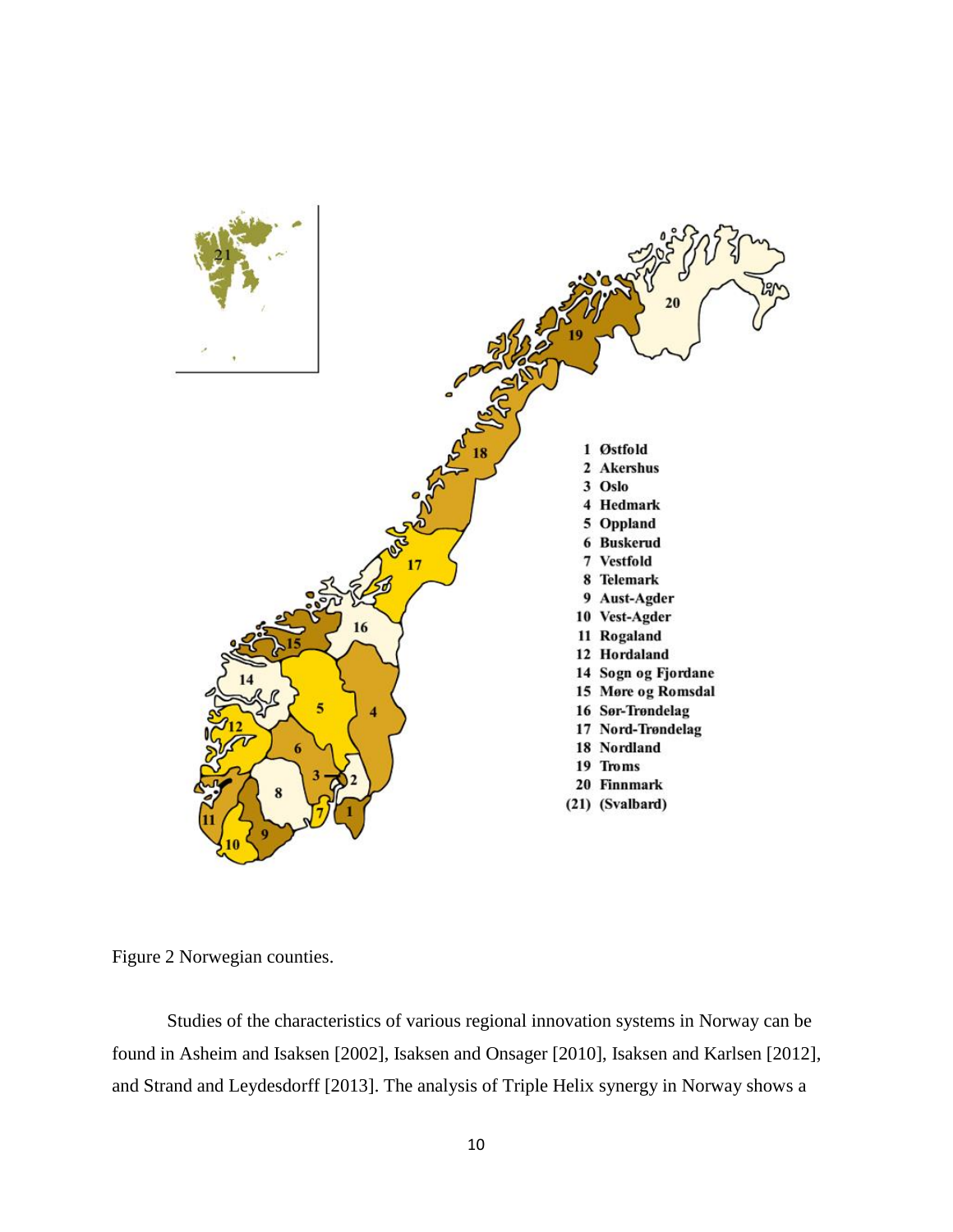1 Østfold
2 Akershus
3 Oslo
4 Hedmark
5 Oppland
6 Buskerud
7 Vestfold
8 Telemark
9 Aust-Agder
10 Vest-Agder
11 Rogaland
12 Hordaland
14 Sogn og Fjordane
15 Møre og Romsdal
16 Sør-Trøndelag
17 Nord-Trøndelag
18 Nordland
19 Troms
20 Finnmark
(21) (Svalbard)

Figure 2 Norwegian counties.

Studies of the characteristics of various regional innovation systems in Norway can be found in Asheim and Isaksen [2002], Isaksen and Onsager [2010], Isaksen and Karlsen [2012], and Strand and Leydesdorff [2013]. The analysis of Triple Helix synergy in Norway shows a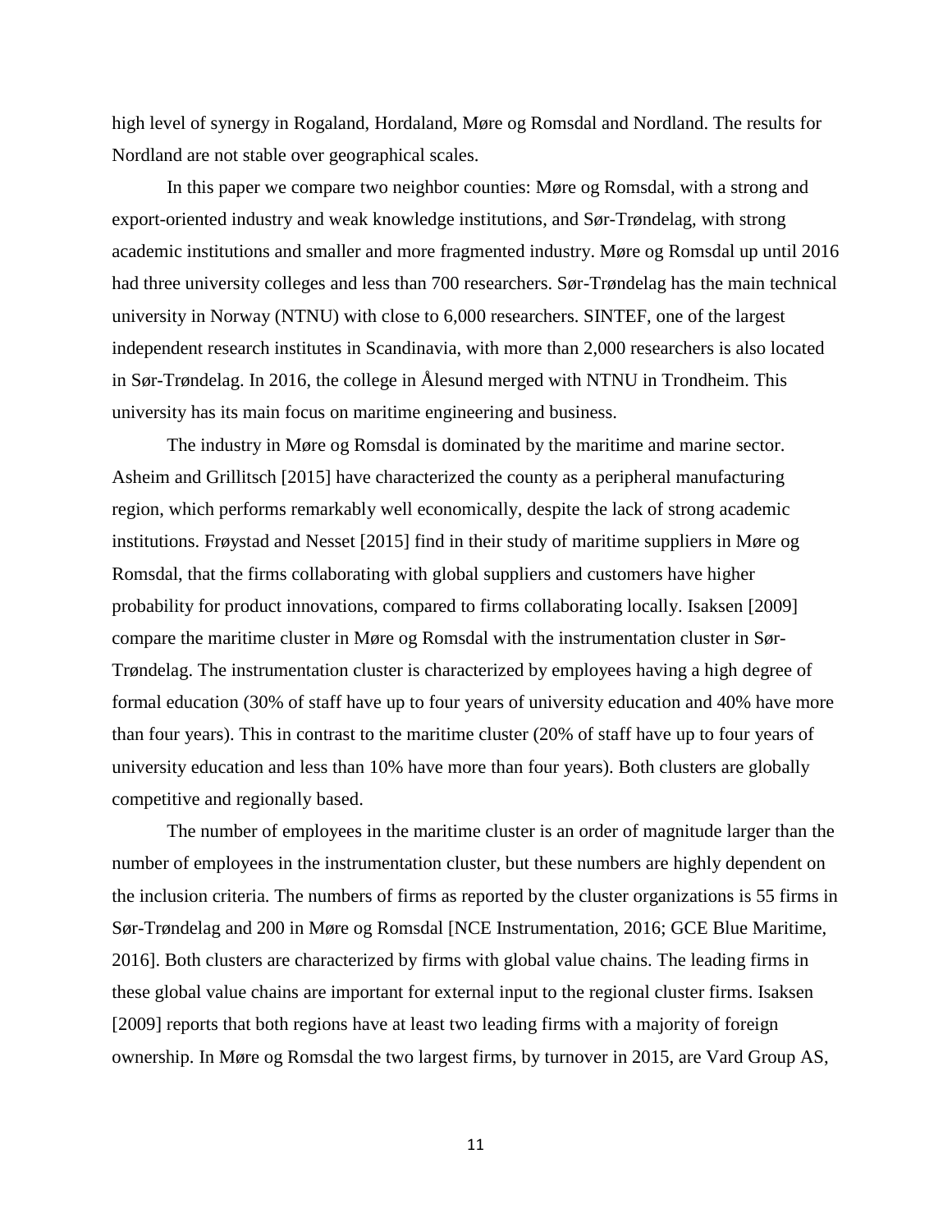high level of synergy in Rogaland, Hordaland, Møre og Romsdal and Nordland. The results for Nordland are not stable over geographical scales.

In this paper we compare two neighbor counties: Møre og Romsdal, with a strong and export-oriented industry and weak knowledge institutions, and Sør-Trøndelag, with strong academic institutions and smaller and more fragmented industry. Møre og Romsdal up until 2016 had three university colleges and less than 700 researchers. Sør-Trøndelag has the main technical university in Norway (NTNU) with close to 6,000 researchers. SINTEF, one of the largest independent research institutes in Scandinavia, with more than 2,000 researchers is also located in Sør-Trøndelag. In 2016, the college in Ålesund merged with NTNU in Trondheim. This university has its main focus on maritime engineering and business.

The industry in Møre og Romsdal is dominated by the maritime and marine sector. Asheim and Grillitsch [2015] have characterized the county as a peripheral manufacturing region, which performs remarkably well economically, despite the lack of strong academic institutions. Frøystad and Nesset [2015] find in their study of maritime suppliers in Møre og Romsdal, that the firms collaborating with global suppliers and customers have higher probability for product innovations, compared to firms collaborating locally. Isaksen [2009] compare the maritime cluster in Møre og Romsdal with the instrumentation cluster in Sør-Trøndelag. The instrumentation cluster is characterized by employees having a high degree of formal education (30% of staff have up to four years of university education and 40% have more than four years). This in contrast to the maritime cluster (20% of staff have up to four years of university education and less than 10% have more than four years). Both clusters are globally competitive and regionally based.

The number of employees in the maritime cluster is an order of magnitude larger than the number of employees in the instrumentation cluster, but these numbers are highly dependent on the inclusion criteria. The numbers of firms as reported by the cluster organizations is 55 firms in Sør-Trøndelag and 200 in Møre og Romsdal [NCE Instrumentation, 2016; GCE Blue Maritime, 2016]. Both clusters are characterized by firms with global value chains. The leading firms in these global value chains are important for external input to the regional cluster firms. Isaksen [2009] reports that both regions have at least two leading firms with a majority of foreign ownership. In Møre og Romsdal the two largest firms, by turnover in 2015, are Vard Group AS,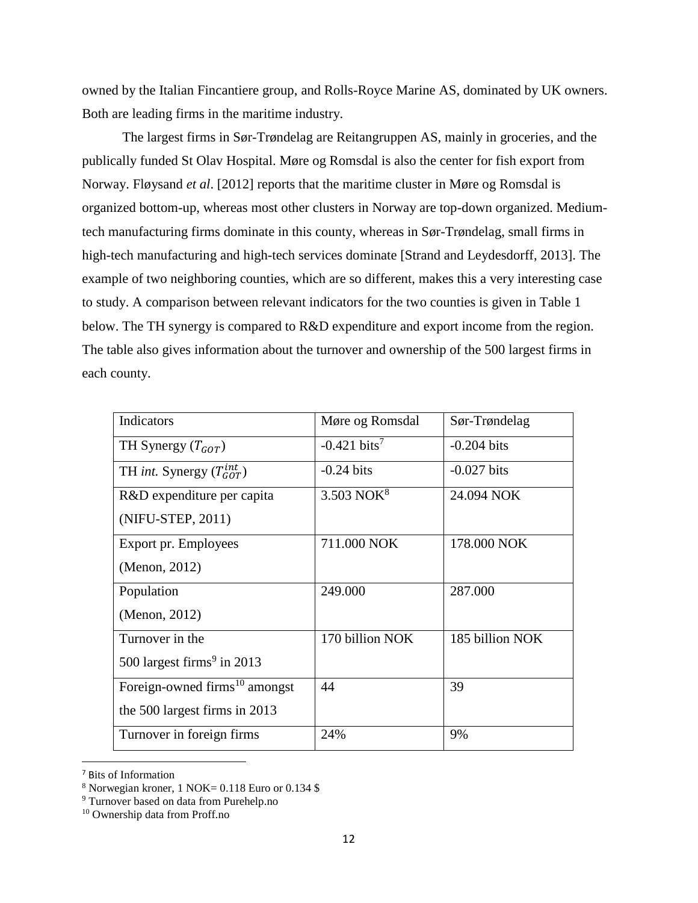owned by the Italian Fincantiere group, and Rolls-Royce Marine AS, dominated by UK owners. Both are leading firms in the maritime industry.

The largest firms in Sør-Trøndelag are Reitangruppen AS, mainly in groceries, and the publically funded St Olav Hospital. Møre og Romsdal is also the center for fish export from Norway. Fløysand *et al*. [2012] reports that the maritime cluster in Møre og Romsdal is organized bottom-up, whereas most other clusters in Norway are top-down organized. Medium-tech manufacturing firms dominate in this county, whereas in Sør-Trøndelag, small firms in high-tech manufacturing and high-tech services dominate [Strand and Leydesdorff, 2013]. The example of two neighboring counties, which are so different, makes this a very interesting case to study. A comparison between relevant indicators for the two counties is given in Table 1 below. The TH synergy is compared to R&D expenditure and export income from the region. The table also gives information about the turnover and ownership of the 500 largest firms in each county.

| Indicators | Møre og Romsdal | Sør-Trøndelag |
|---|---|---|
| TH Synergy ($T_{GOT}$) | -0.421 bits[7] | -0.204 bits |
| TH *int.* Synergy ($T_{GOT}^{int}$) | -0.24 bits | -0.027 bits |
| R&D expenditure per capita (NIFU-STEP, 2011) | 3.503 NOK[8] | 24.094 NOK |
| Export pr. Employees (Menon, 2012) | 711.000 NOK | 178.000 NOK |
| Population (Menon, 2012) | 249.000 | 287.000 |
| Turnover in the 500 largest firms[9] in 2013 | 170 billion NOK | 185 billion NOK |
| Foreign-owned firms[10] amongst the 500 largest firms in 2013 | 44 | 39 |
| Turnover in foreign firms | 24% | 9% |

[7] Bits of Information

[8] Norwegian kroner, 1 NOK= 0.118 Euro or 0.134 $

[9] Turnover based on data from Purehelp.no

[10] Ownership data from Proff.no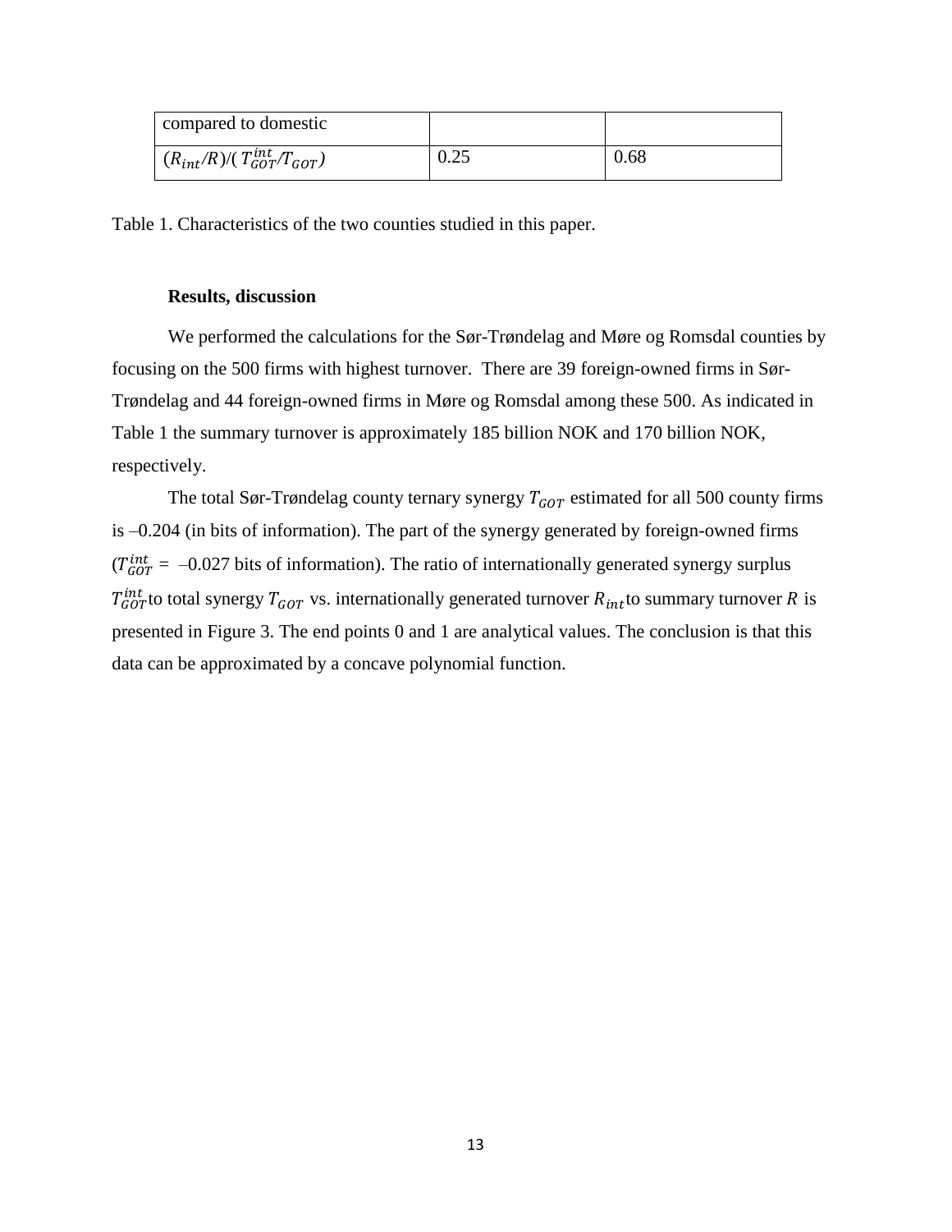| compared to domestic | | |
| --- | --- | --- |
| $(R_{int}/R)/(T_{GOT}^{int}/T_{GOT})$ | 0.25 | 0.68 |

Table 1. Characteristics of the two counties studied in this paper.

### Results, discussion

We performed the calculations for the Sør-Trøndelag and Møre og Romsdal counties by focusing on the 500 firms with highest turnover. There are 39 foreign-owned firms in Sør-Trøndelag and 44 foreign-owned firms in Møre og Romsdal among these 500. As indicated in Table 1 the summary turnover is approximately 185 billion NOK and 170 billion NOK, respectively.

The total Sør-Trøndelag county ternary synergy $T_{GOT}$ estimated for all 500 county firms is –0.204 (in bits of information). The part of the synergy generated by foreign-owned firms ($T_{GOT}^{int} =$ –0.027 bits of information). The ratio of internationally generated synergy surplus $T_{GOT}^{int}$ to total synergy $T_{GOT}$ vs. internationally generated turnover $R_{int}$ to summary turnover $R$ is presented in Figure 3. The end points 0 and 1 are analytical values. The conclusion is that this data can be approximated by a concave polynomial function.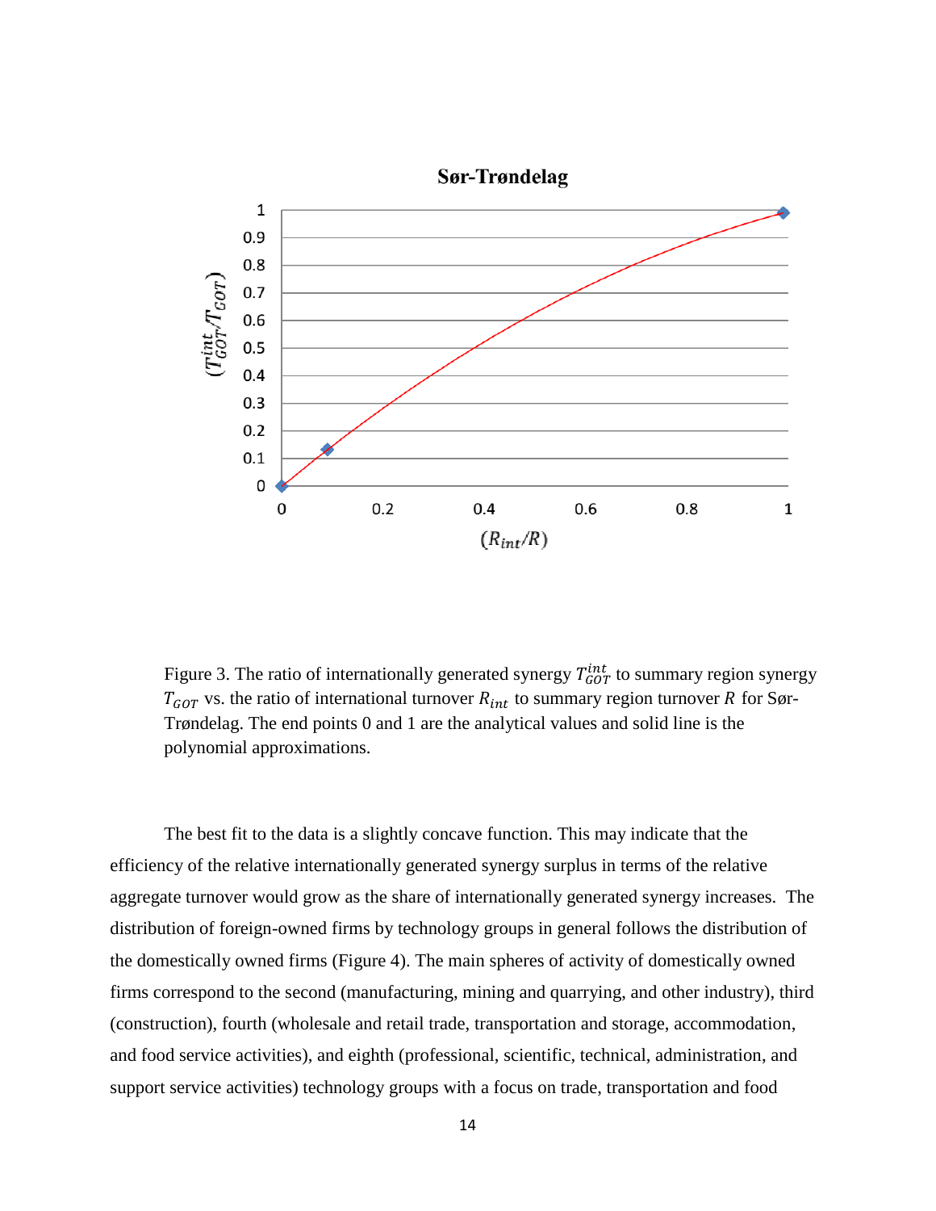Figure 3. The ratio of internationally generated synergy $T_{GOT}^{int}$ to summary region synergy $T_{GOT}$ vs. the ratio of international turnover $R_{int}$ to summary region turnover $R$ for Sør-Trøndelag. The end points 0 and 1 are the analytical values and solid line is the polynomial approximations.

The best fit to the data is a slightly concave function. This may indicate that the efficiency of the relative internationally generated synergy surplus in terms of the relative aggregate turnover would grow as the share of internationally generated synergy increases. The distribution of foreign-owned firms by technology groups in general follows the distribution of the domestically owned firms (Figure 4). The main spheres of activity of domestically owned firms correspond to the second (manufacturing, mining and quarrying, and other industry), third (construction), fourth (wholesale and retail trade, transportation and storage, accommodation, and food service activities), and eighth (professional, scientific, technical, administration, and support service activities) technology groups with a focus on trade, transportation and food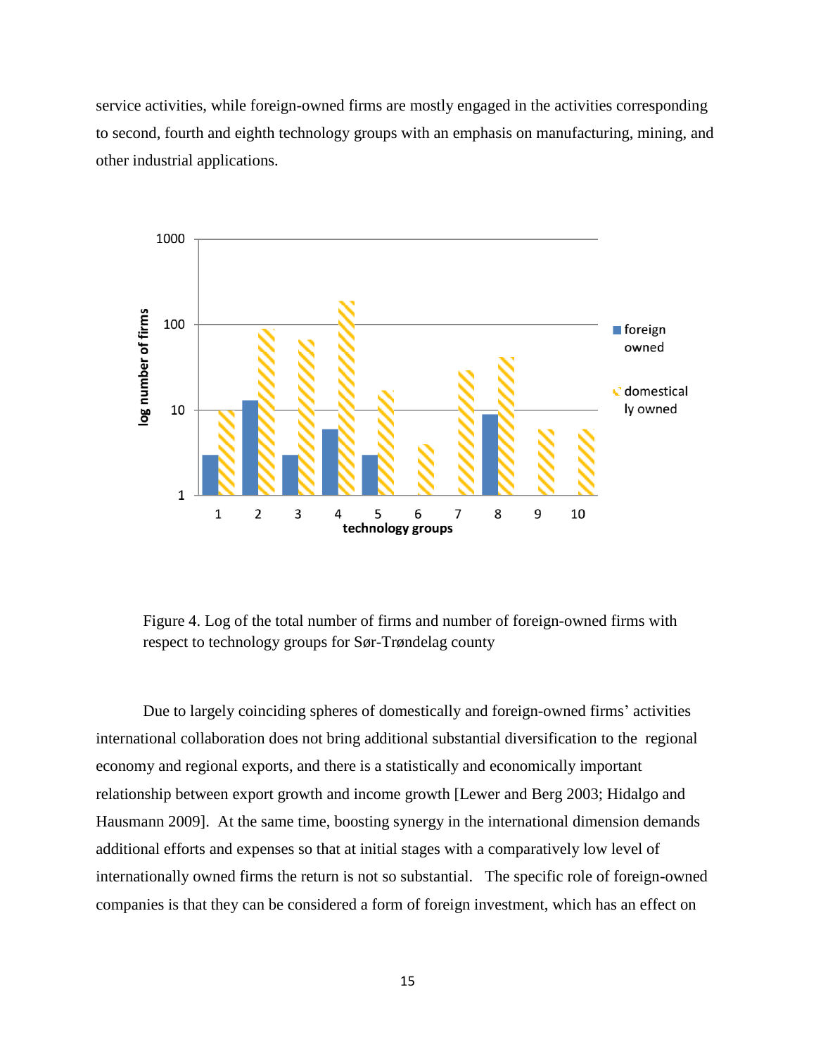service activities, while foreign-owned firms are mostly engaged in the activities corresponding to second, fourth and eighth technology groups with an emphasis on manufacturing, mining, and other industrial applications.

Figure 4. Log of the total number of firms and number of foreign-owned firms with respect to technology groups for Sør-Trøndelag county

Due to largely coinciding spheres of domestically and foreign-owned firms' activities international collaboration does not bring additional substantial diversification to the regional economy and regional exports, and there is a statistically and economically important relationship between export growth and income growth [Lewer and Berg 2003; Hidalgo and Hausmann 2009]. At the same time, boosting synergy in the international dimension demands additional efforts and expenses so that at initial stages with a comparatively low level of internationally owned firms the return is not so substantial. The specific role of foreign-owned companies is that they can be considered a form of foreign investment, which has an effect on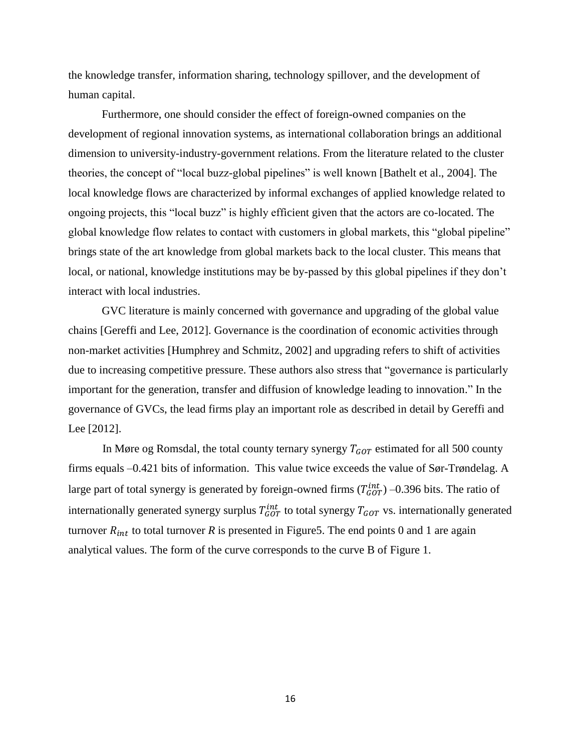the knowledge transfer, information sharing, technology spillover, and the development of human capital.

Furthermore, one should consider the effect of foreign-owned companies on the development of regional innovation systems, as international collaboration brings an additional dimension to university-industry-government relations. From the literature related to the cluster theories, the concept of "local buzz-global pipelines" is well known [Bathelt et al., 2004]. The local knowledge flows are characterized by informal exchanges of applied knowledge related to ongoing projects, this "local buzz" is highly efficient given that the actors are co-located. The global knowledge flow relates to contact with customers in global markets, this "global pipeline" brings state of the art knowledge from global markets back to the local cluster. This means that local, or national, knowledge institutions may be by-passed by this global pipelines if they don't interact with local industries.

GVC literature is mainly concerned with governance and upgrading of the global value chains [Gereffi and Lee, 2012]. Governance is the coordination of economic activities through non-market activities [Humphrey and Schmitz, 2002] and upgrading refers to shift of activities due to increasing competitive pressure. These authors also stress that "governance is particularly important for the generation, transfer and diffusion of knowledge leading to innovation." In the governance of GVCs, the lead firms play an important role as described in detail by Gereffi and Lee [2012].

In Møre og Romsdal, the total county ternary synergy $T_{GOT}$ estimated for all 500 county firms equals –0.421 bits of information. This value twice exceeds the value of Sør-Trøndelag. A large part of total synergy is generated by foreign-owned firms ($T_{GOT}^{int}$) –0.396 bits. The ratio of internationally generated synergy surplus $T_{GOT}^{int}$ to total synergy $T_{GOT}$ vs. internationally generated turnover $R_{int}$ to total turnover $R$ is presented in Figure5. The end points 0 and 1 are again analytical values. The form of the curve corresponds to the curve B of Figure 1.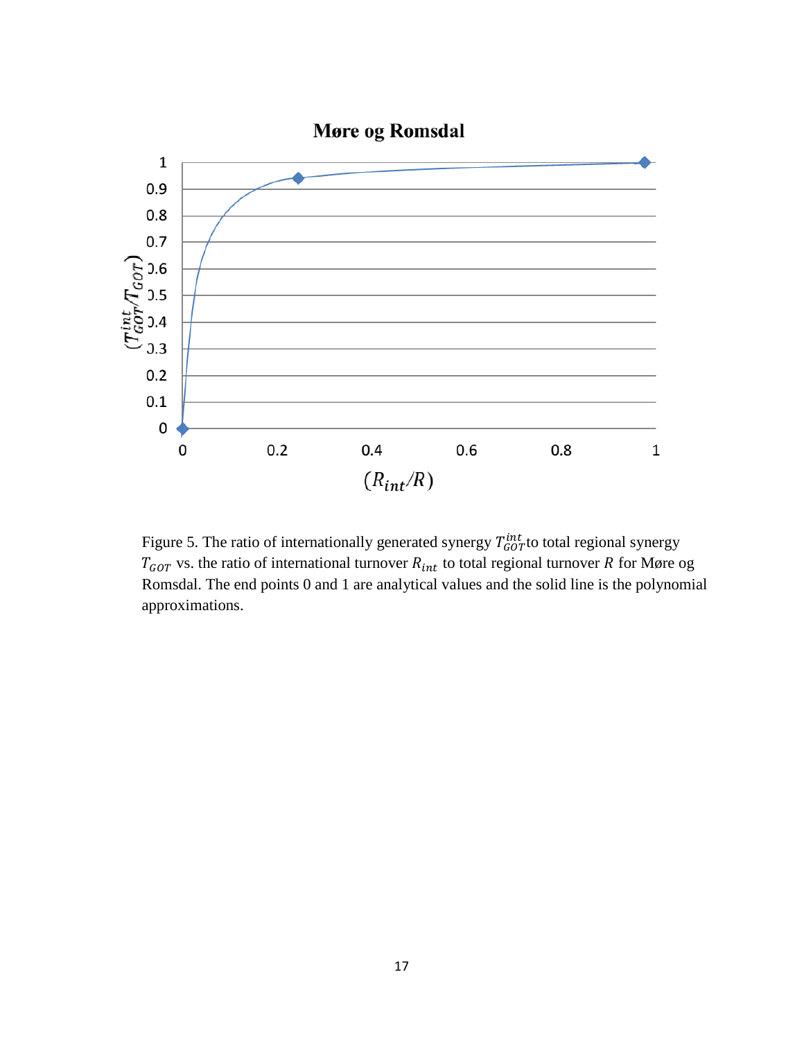Figure 5. The ratio of internationally generated synergy $T_{GOT}^{int}$ to total regional synergy $T_{GOT}$ vs. the ratio of international turnover $R_{int}$ to total regional turnover $R$ for Møre og Romsdal. The end points 0 and 1 are analytical values and the solid line is the polynomial approximations.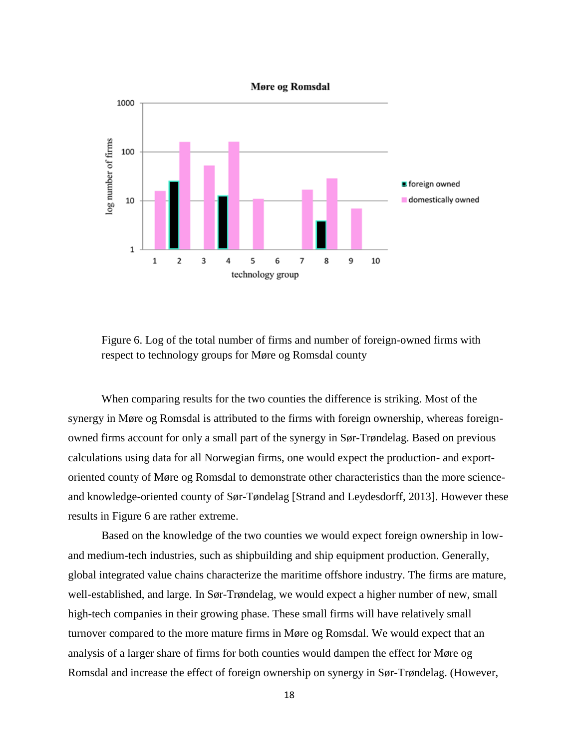Figure 6. Log of the total number of firms and number of foreign-owned firms with respect to technology groups for Møre og Romsdal county

When comparing results for the two counties the difference is striking. Most of the synergy in Møre og Romsdal is attributed to the firms with foreign ownership, whereas foreign-owned firms account for only a small part of the synergy in Sør-Trøndelag. Based on previous calculations using data for all Norwegian firms, one would expect the production- and export-oriented county of Møre og Romsdal to demonstrate other characteristics than the more science- and knowledge-oriented county of Sør-Tøndelag [Strand and Leydesdorff, 2013]. However these results in Figure 6 are rather extreme.

Based on the knowledge of the two counties we would expect foreign ownership in low- and medium-tech industries, such as shipbuilding and ship equipment production. Generally, global integrated value chains characterize the maritime offshore industry. The firms are mature, well-established, and large. In Sør-Trøndelag, we would expect a higher number of new, small high-tech companies in their growing phase. These small firms will have relatively small turnover compared to the more mature firms in Møre og Romsdal. We would expect that an analysis of a larger share of firms for both counties would dampen the effect for Møre og Romsdal and increase the effect of foreign ownership on synergy in Sør-Trøndelag. (However,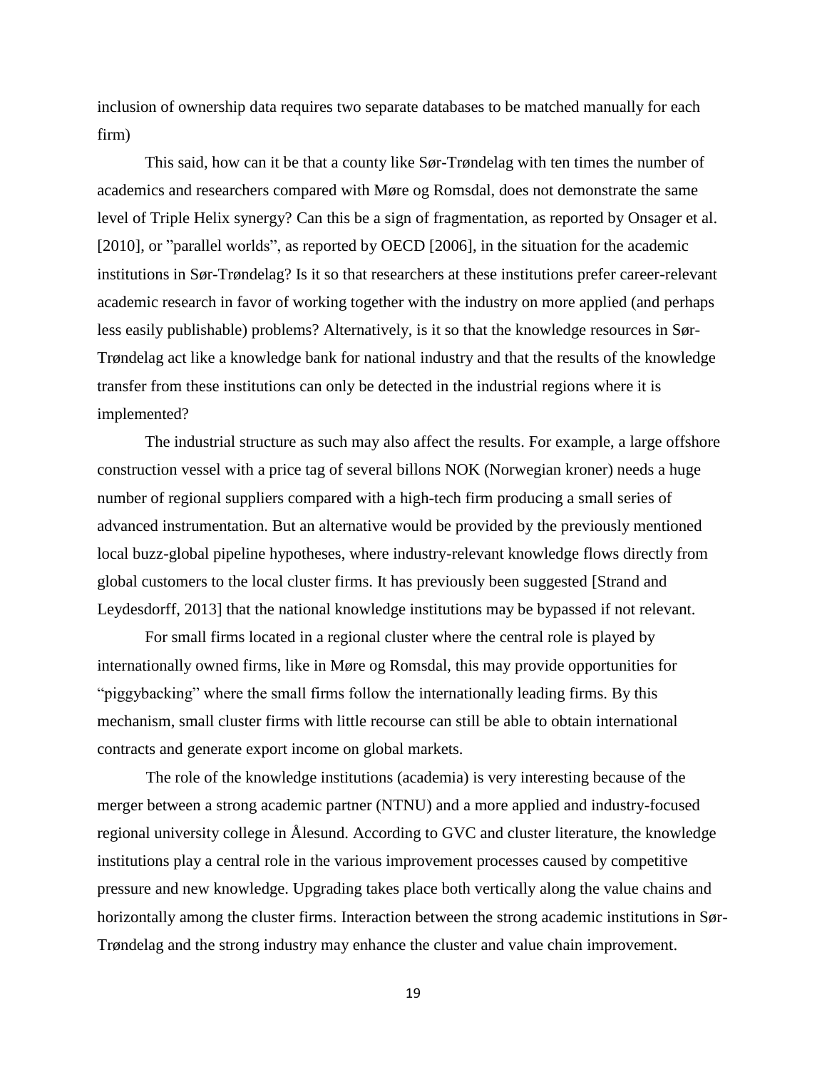inclusion of ownership data requires two separate databases to be matched manually for each firm)

This said, how can it be that a county like Sør-Trøndelag with ten times the number of academics and researchers compared with Møre og Romsdal, does not demonstrate the same level of Triple Helix synergy? Can this be a sign of fragmentation, as reported by Onsager et al. [2010], or "parallel worlds", as reported by OECD [2006], in the situation for the academic institutions in Sør-Trøndelag? Is it so that researchers at these institutions prefer career-relevant academic research in favor of working together with the industry on more applied (and perhaps less easily publishable) problems? Alternatively, is it so that the knowledge resources in Sør-Trøndelag act like a knowledge bank for national industry and that the results of the knowledge transfer from these institutions can only be detected in the industrial regions where it is implemented?

The industrial structure as such may also affect the results. For example, a large offshore construction vessel with a price tag of several billons NOK (Norwegian kroner) needs a huge number of regional suppliers compared with a high-tech firm producing a small series of advanced instrumentation. But an alternative would be provided by the previously mentioned local buzz-global pipeline hypotheses, where industry-relevant knowledge flows directly from global customers to the local cluster firms. It has previously been suggested [Strand and Leydesdorff, 2013] that the national knowledge institutions may be bypassed if not relevant.

For small firms located in a regional cluster where the central role is played by internationally owned firms, like in Møre og Romsdal, this may provide opportunities for "piggybacking" where the small firms follow the internationally leading firms. By this mechanism, small cluster firms with little recourse can still be able to obtain international contracts and generate export income on global markets.

The role of the knowledge institutions (academia) is very interesting because of the merger between a strong academic partner (NTNU) and a more applied and industry-focused regional university college in Ålesund. According to GVC and cluster literature, the knowledge institutions play a central role in the various improvement processes caused by competitive pressure and new knowledge. Upgrading takes place both vertically along the value chains and horizontally among the cluster firms. Interaction between the strong academic institutions in Sør-Trøndelag and the strong industry may enhance the cluster and value chain improvement.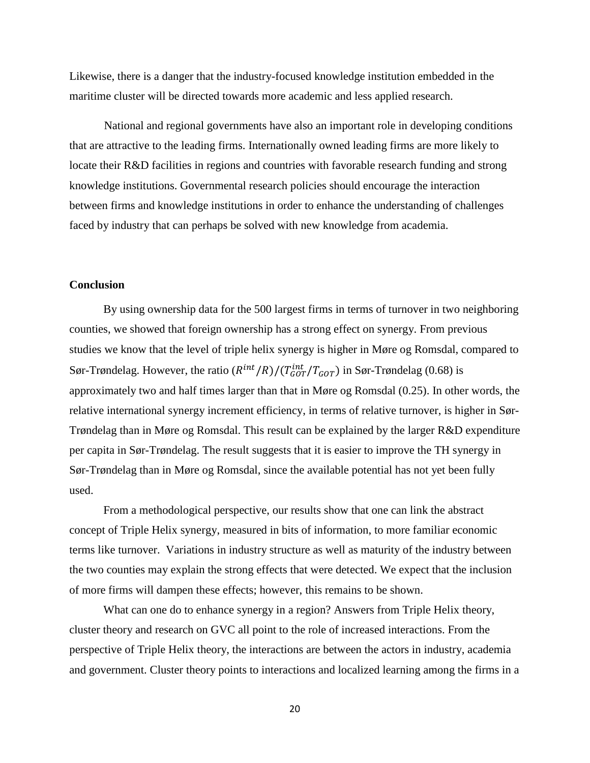Likewise, there is a danger that the industry-focused knowledge institution embedded in the maritime cluster will be directed towards more academic and less applied research.

National and regional governments have also an important role in developing conditions that are attractive to the leading firms. Internationally owned leading firms are more likely to locate their R&D facilities in regions and countries with favorable research funding and strong knowledge institutions. Governmental research policies should encourage the interaction between firms and knowledge institutions in order to enhance the understanding of challenges faced by industry that can perhaps be solved with new knowledge from academia.

## Conclusion

By using ownership data for the 500 largest firms in terms of turnover in two neighboring counties, we showed that foreign ownership has a strong effect on synergy. From previous studies we know that the level of triple helix synergy is higher in Møre og Romsdal, compared to Sør-Trøndelag. However, the ratio $(R^{int}/R)/(T_{GOT}^{int}/T_{GOT})$ in Sør-Trøndelag (0.68) is approximately two and half times larger than that in Møre og Romsdal (0.25). In other words, the relative international synergy increment efficiency, in terms of relative turnover, is higher in Sør-Trøndelag than in Møre og Romsdal. This result can be explained by the larger R&D expenditure per capita in Sør-Trøndelag. The result suggests that it is easier to improve the TH synergy in Sør-Trøndelag than in Møre og Romsdal, since the available potential has not yet been fully used.

From a methodological perspective, our results show that one can link the abstract concept of Triple Helix synergy, measured in bits of information, to more familiar economic terms like turnover. Variations in industry structure as well as maturity of the industry between the two counties may explain the strong effects that were detected. We expect that the inclusion of more firms will dampen these effects; however, this remains to be shown.

What can one do to enhance synergy in a region? Answers from Triple Helix theory, cluster theory and research on GVC all point to the role of increased interactions. From the perspective of Triple Helix theory, the interactions are between the actors in industry, academia and government. Cluster theory points to interactions and localized learning among the firms in a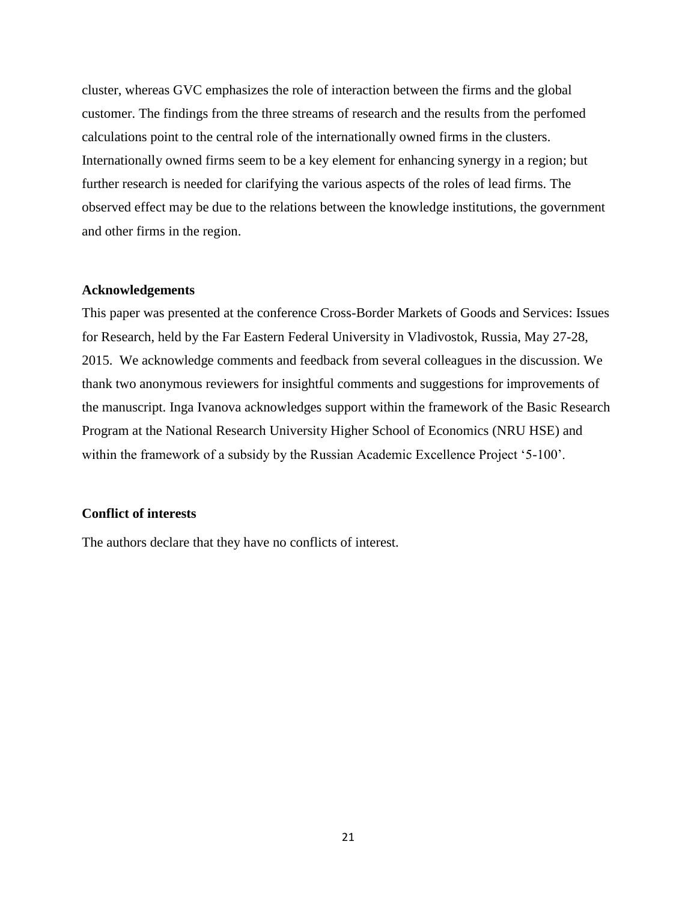cluster, whereas GVC emphasizes the role of interaction between the firms and the global customer. The findings from the three streams of research and the results from the perfomed calculations point to the central role of the internationally owned firms in the clusters. Internationally owned firms seem to be a key element for enhancing synergy in a region; but further research is needed for clarifying the various aspects of the roles of lead firms. The observed effect may be due to the relations between the knowledge institutions, the government and other firms in the region.

### Acknowledgements

This paper was presented at the conference Cross-Border Markets of Goods and Services: Issues for Research, held by the Far Eastern Federal University in Vladivostok, Russia, May 27-28, 2015. We acknowledge comments and feedback from several colleagues in the discussion. We thank two anonymous reviewers for insightful comments and suggestions for improvements of the manuscript. Inga Ivanova acknowledges support within the framework of the Basic Research Program at the National Research University Higher School of Economics (NRU HSE) and within the framework of a subsidy by the Russian Academic Excellence Project '5-100'.

### Conflict of interests

The authors declare that they have no conflicts of interest.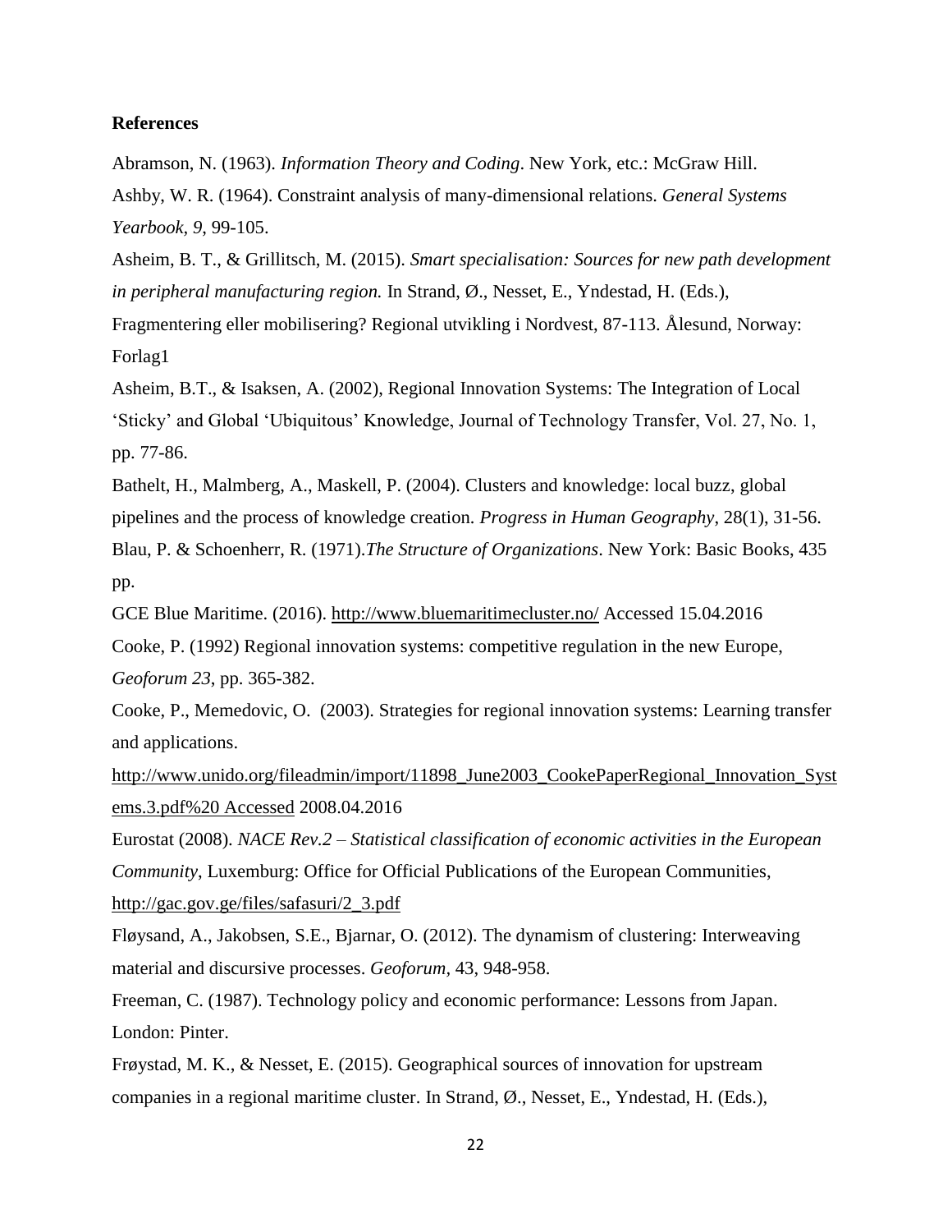**References**

Abramson, N. (1963). *Information Theory and Coding*. New York, etc.: McGraw Hill.

Ashby, W. R. (1964). Constraint analysis of many-dimensional relations. *General Systems Yearbook, 9*, 99-105.

Asheim, B. T., & Grillitsch, M. (2015). *Smart specialisation: Sources for new path development in peripheral manufacturing region.* In Strand, Ø., Nesset, E., Yndestad, H. (Eds.), Fragmentering eller mobilisering? Regional utvikling i Nordvest, 87-113. Ålesund, Norway: Forlag1

Asheim, B.T., & Isaksen, A. (2002), Regional Innovation Systems: The Integration of Local 'Sticky' and Global 'Ubiquitous' Knowledge, Journal of Technology Transfer, Vol. 27, No. 1, pp. 77-86.

Bathelt, H., Malmberg, A., Maskell, P. (2004). Clusters and knowledge: local buzz, global pipelines and the process of knowledge creation. *Progress in Human Geography*, 28(1), 31-56.

Blau, P. & Schoenherr, R. (1971).*The Structure of Organizations*. New York: Basic Books, 435 pp.

GCE Blue Maritime. (2016). http://www.bluemaritimecluster.no/ Accessed 15.04.2016

Cooke, P. (1992) Regional innovation systems: competitive regulation in the new Europe, *Geoforum 23*, pp. 365-382.

Cooke, P., Memedovic, O. (2003). Strategies for regional innovation systems: Learning transfer and applications. http://www.unido.org/fileadmin/import/11898_June2003_CookePaperRegional_Innovation_Systems.3.pdf%20 Accessed 2008.04.2016

Eurostat (2008). *NACE Rev.2 – Statistical classification of economic activities in the European Community*, Luxemburg: Office for Official Publications of the European Communities, http://gac.gov.ge/files/safasuri/2_3.pdf

Fløysand, A., Jakobsen, S.E., Bjarnar, O. (2012). The dynamism of clustering: Interweaving material and discursive processes. *Geoforum,* 43, 948-958.

Freeman, C. (1987). Technology policy and economic performance: Lessons from Japan. London: Pinter.

Frøystad, M. K., & Nesset, E. (2015). Geographical sources of innovation for upstream companies in a regional maritime cluster. In Strand, Ø., Nesset, E., Yndestad, H. (Eds.),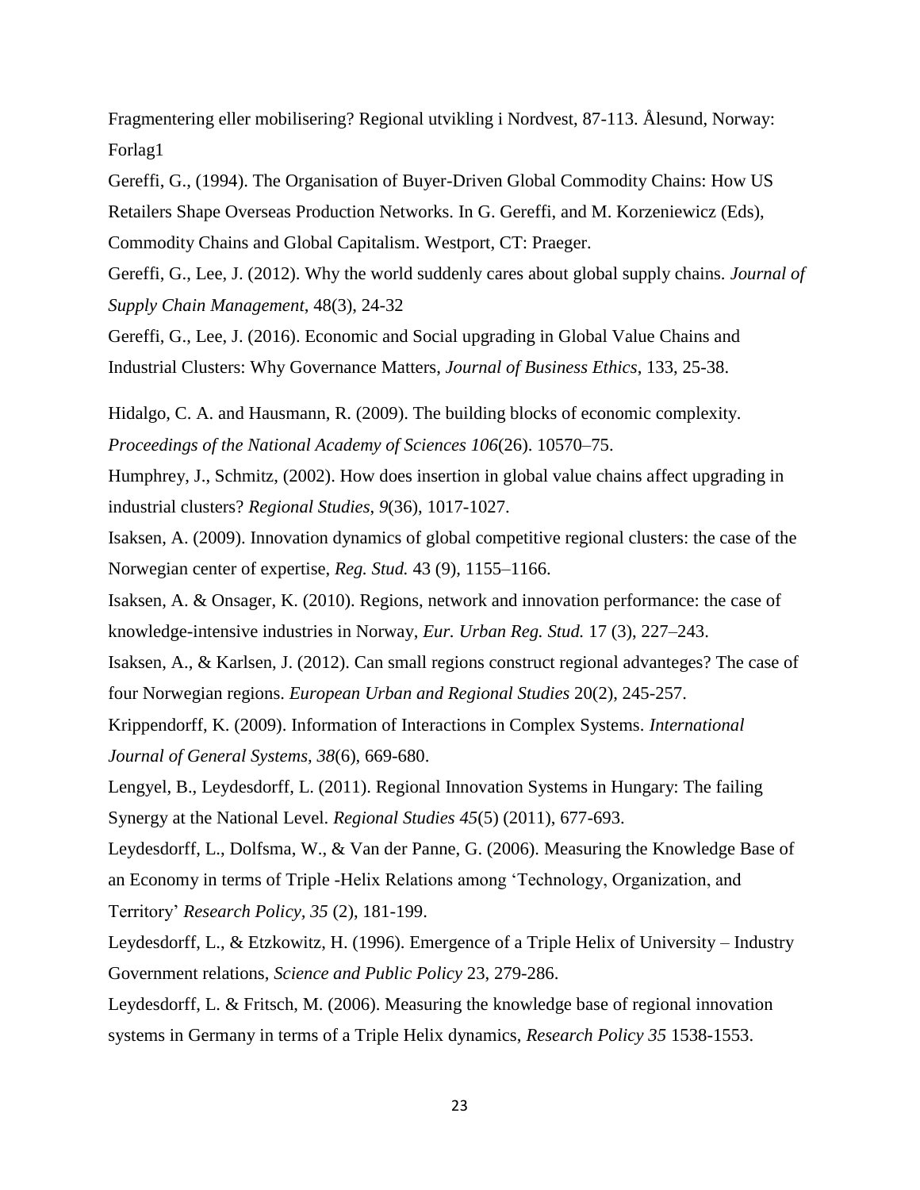Fragmentering eller mobilisering? Regional utvikling i Nordvest, 87-113. Ålesund, Norway: Forlag1

Gereffi, G., (1994). The Organisation of Buyer-Driven Global Commodity Chains: How US Retailers Shape Overseas Production Networks. In G. Gereffi, and M. Korzeniewicz (Eds), Commodity Chains and Global Capitalism. Westport, CT: Praeger.

Gereffi, G., Lee, J. (2012). Why the world suddenly cares about global supply chains. *Journal of Supply Chain Management*, 48(3), 24-32

Gereffi, G., Lee, J. (2016). Economic and Social upgrading in Global Value Chains and Industrial Clusters: Why Governance Matters, *Journal of Business Ethics*, 133, 25-38.

Hidalgo, C. A. and Hausmann, R. (2009). The building blocks of economic complexity. *Proceedings of the National Academy of Sciences 106*(26). 10570–75.

Humphrey, J., Schmitz, (2002). How does insertion in global value chains affect upgrading in industrial clusters? *Regional Studies*, *9*(36), 1017-1027.

Isaksen, A. (2009). Innovation dynamics of global competitive regional clusters: the case of the Norwegian center of expertise, *Reg. Stud.* 43 (9), 1155–1166.

Isaksen, A. & Onsager, K. (2010). Regions, network and innovation performance: the case of knowledge-intensive industries in Norway, *Eur. Urban Reg. Stud.* 17 (3), 227–243.

Isaksen, A., & Karlsen, J. (2012). Can small regions construct regional advanteges? The case of four Norwegian regions. *European Urban and Regional Studies* 20(2), 245-257.

Krippendorff, K. (2009). Information of Interactions in Complex Systems. *International Journal of General Systems, 38*(6), 669-680.

Lengyel, B., Leydesdorff, L. (2011). Regional Innovation Systems in Hungary: The failing Synergy at the National Level. *Regional Studies 45*(5) (2011), 677-693.

Leydesdorff, L., Dolfsma, W., & Van der Panne, G. (2006). Measuring the Knowledge Base of an Economy in terms of Triple -Helix Relations among 'Technology, Organization, and Territory' *Research Policy, 35* (2), 181-199.

Leydesdorff, L., & Etzkowitz, H. (1996). Emergence of a Triple Helix of University – Industry Government relations, *Science and Public Policy* 23, 279-286.

Leydesdorff, L. & Fritsch, M. (2006). Measuring the knowledge base of regional innovation systems in Germany in terms of a Triple Helix dynamics, *Research Policy 35* 1538-1553.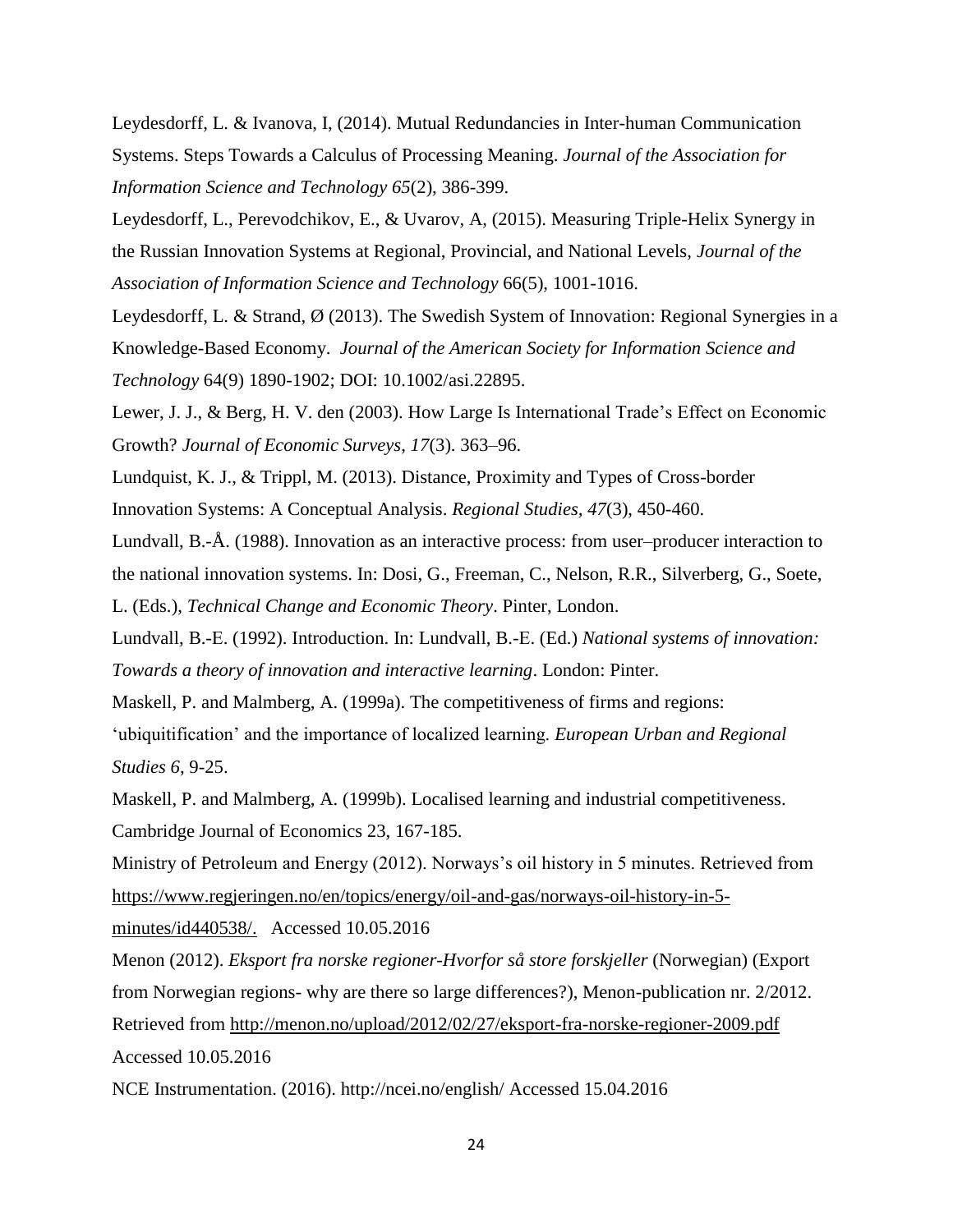Leydesdorff, L. & Ivanova, I, (2014). Mutual Redundancies in Inter-human Communication Systems. Steps Towards a Calculus of Processing Meaning. *Journal of the Association for Information Science and Technology 65*(2), 386-399.

Leydesdorff, L., Perevodchikov, E., & Uvarov, A, (2015). Measuring Triple-Helix Synergy in the Russian Innovation Systems at Regional, Provincial, and National Levels, *Journal of the Association of Information Science and Technology* 66(5), 1001-1016.

Leydesdorff, L. & Strand, Ø (2013). The Swedish System of Innovation: Regional Synergies in a Knowledge-Based Economy. *Journal of the American Society for Information Science and Technology* 64(9) 1890-1902; DOI: 10.1002/asi.22895.

Lewer, J. J., & Berg, H. V. den (2003). How Large Is International Trade's Effect on Economic Growth? *Journal of Economic Surveys*, *17*(3). 363–96.

Lundquist, K. J., & Trippl, M. (2013). Distance, Proximity and Types of Cross-border Innovation Systems: A Conceptual Analysis. *Regional Studies*, *47*(3), 450-460.

Lundvall, B.-Å. (1988). Innovation as an interactive process: from user–producer interaction to the national innovation systems. In: Dosi, G., Freeman, C., Nelson, R.R., Silverberg, G., Soete, L. (Eds.), *Technical Change and Economic Theory*. Pinter, London.

Lundvall, B.-E. (1992). Introduction. In: Lundvall, B.-E. (Ed.) *National systems of innovation: Towards a theory of innovation and interactive learning*. London: Pinter.

Maskell, P. and Malmberg, A. (1999a). The competitiveness of firms and regions: 'ubiquitification' and the importance of localized learning. *European Urban and Regional Studies 6*, 9-25.

Maskell, P. and Malmberg, A. (1999b). Localised learning and industrial competitiveness. Cambridge Journal of Economics 23, 167-185.

Ministry of Petroleum and Energy (2012). Norways's oil history in 5 minutes. Retrieved from https://www.regjeringen.no/en/topics/energy/oil-and-gas/norways-oil-history-in-5-minutes/id440538/. Accessed 10.05.2016

Menon (2012). *Eksport fra norske regioner-Hvorfor så store forskjeller* (Norwegian) (Export from Norwegian regions- why are there so large differences?), Menon-publication nr. 2/2012. Retrieved from http://menon.no/upload/2012/02/27/eksport-fra-norske-regioner-2009.pdf Accessed 10.05.2016

NCE Instrumentation. (2016). http://ncei.no/english/ Accessed 15.04.2016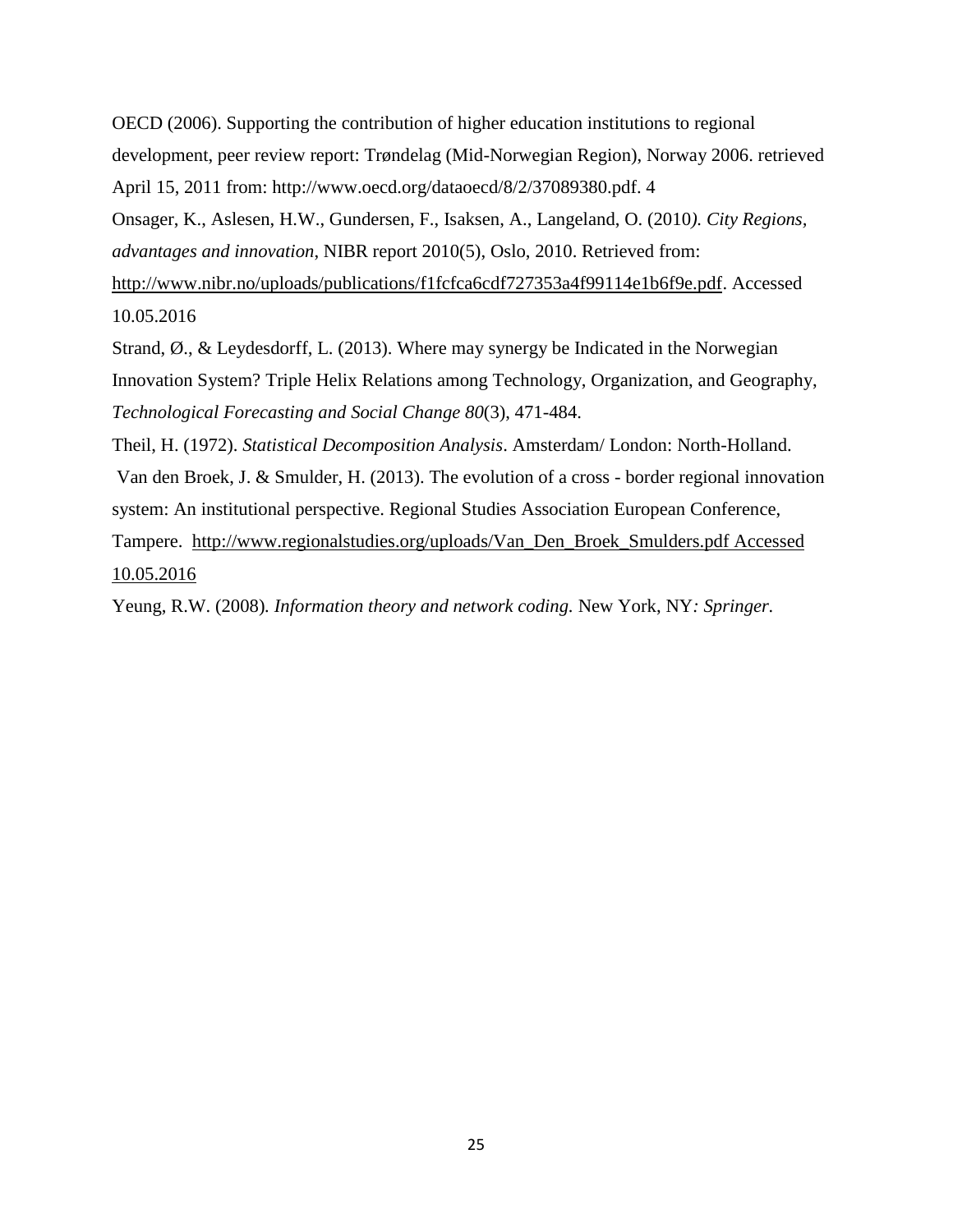OECD (2006). Supporting the contribution of higher education institutions to regional development, peer review report: Trøndelag (Mid-Norwegian Region), Norway 2006. retrieved April 15, 2011 from: http://www.oecd.org/dataoecd/8/2/37089380.pdf. 4

Onsager, K., Aslesen, H.W., Gundersen, F., Isaksen, A., Langeland, O. (2010). *City Regions, advantages and innovation*, NIBR report 2010(5), Oslo, 2010. Retrieved from: http://www.nibr.no/uploads/publications/f1fcfca6cdf727353a4f99114e1b6f9e.pdf. Accessed 10.05.2016

Strand, Ø., & Leydesdorff, L. (2013). Where may synergy be Indicated in the Norwegian Innovation System? Triple Helix Relations among Technology, Organization, and Geography, *Technological Forecasting and Social Change 80*(3), 471-484.

Theil, H. (1972). *Statistical Decomposition Analysis*. Amsterdam/ London: North-Holland.

Van den Broek, J. & Smulder, H. (2013). The evolution of a cross - border regional innovation system: An institutional perspective. Regional Studies Association European Conference, Tampere. http://www.regionalstudies.org/uploads/Van_Den_Broek_Smulders.pdf Accessed 10.05.2016

Yeung, R.W. (2008). *Information theory and network coding.* New York, NY*: Springer.*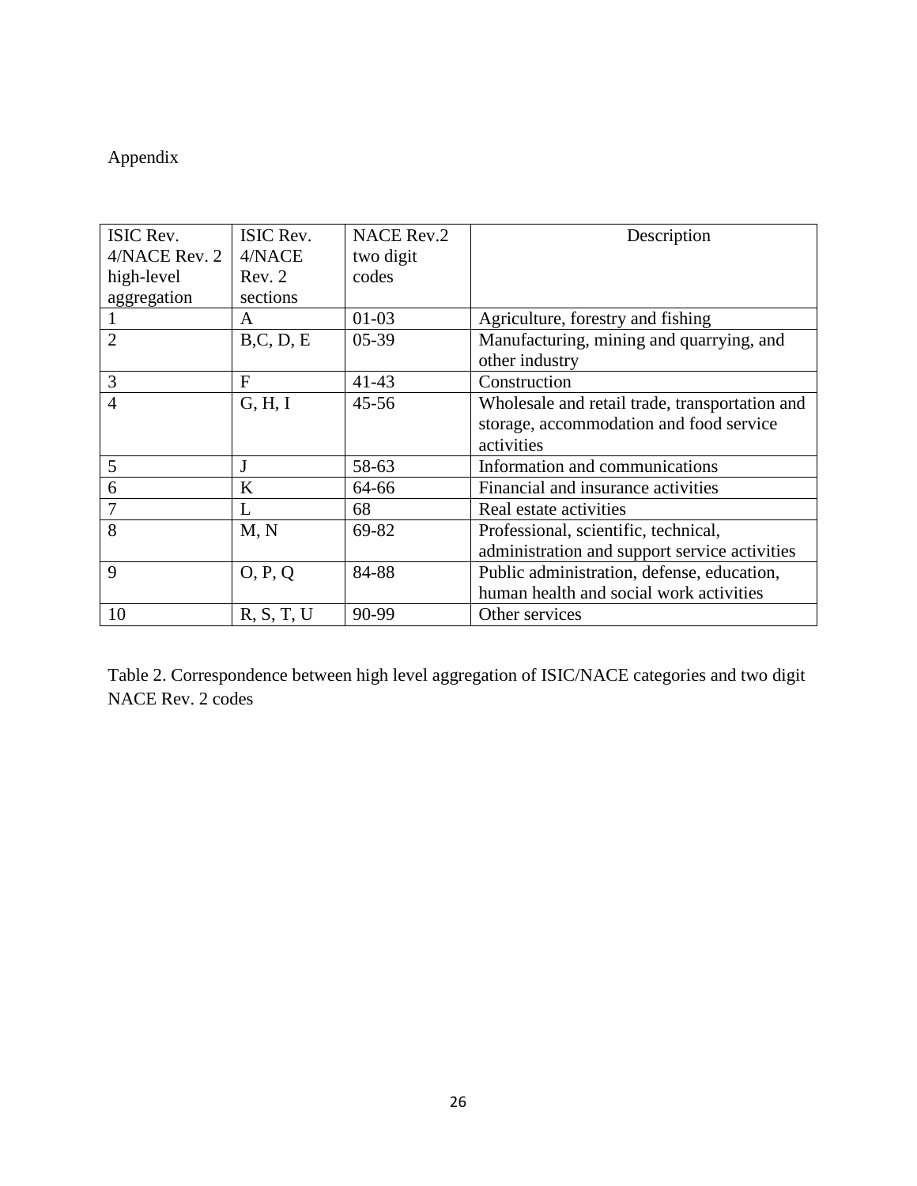Appendix

| ISIC Rev. 4/NACE Rev. 2 high-level aggregation | ISIC Rev. 4/NACE Rev. 2 sections | NACE Rev.2 two digit codes | Description |
|---|---|---|---|
| 1 | A | 01-03 | Agriculture, forestry and fishing |
| 2 | B,C, D, E | 05-39 | Manufacturing, mining and quarrying, and other industry |
| 3 | F | 41-43 | Construction |
| 4 | G, H, I | 45-56 | Wholesale and retail trade, transportation and storage, accommodation and food service activities |
| 5 | J | 58-63 | Information and communications |
| 6 | K | 64-66 | Financial and insurance activities |
| 7 | L | 68 | Real estate activities |
| 8 | M, N | 69-82 | Professional, scientific, technical, administration and support service activities |
| 9 | O, P, Q | 84-88 | Public administration, defense, education, human health and social work activities |
| 10 | R, S, T, U | 90-99 | Other services |

Table 2. Correspondence between high level aggregation of ISIC/NACE categories and two digit NACE Rev. 2 codes